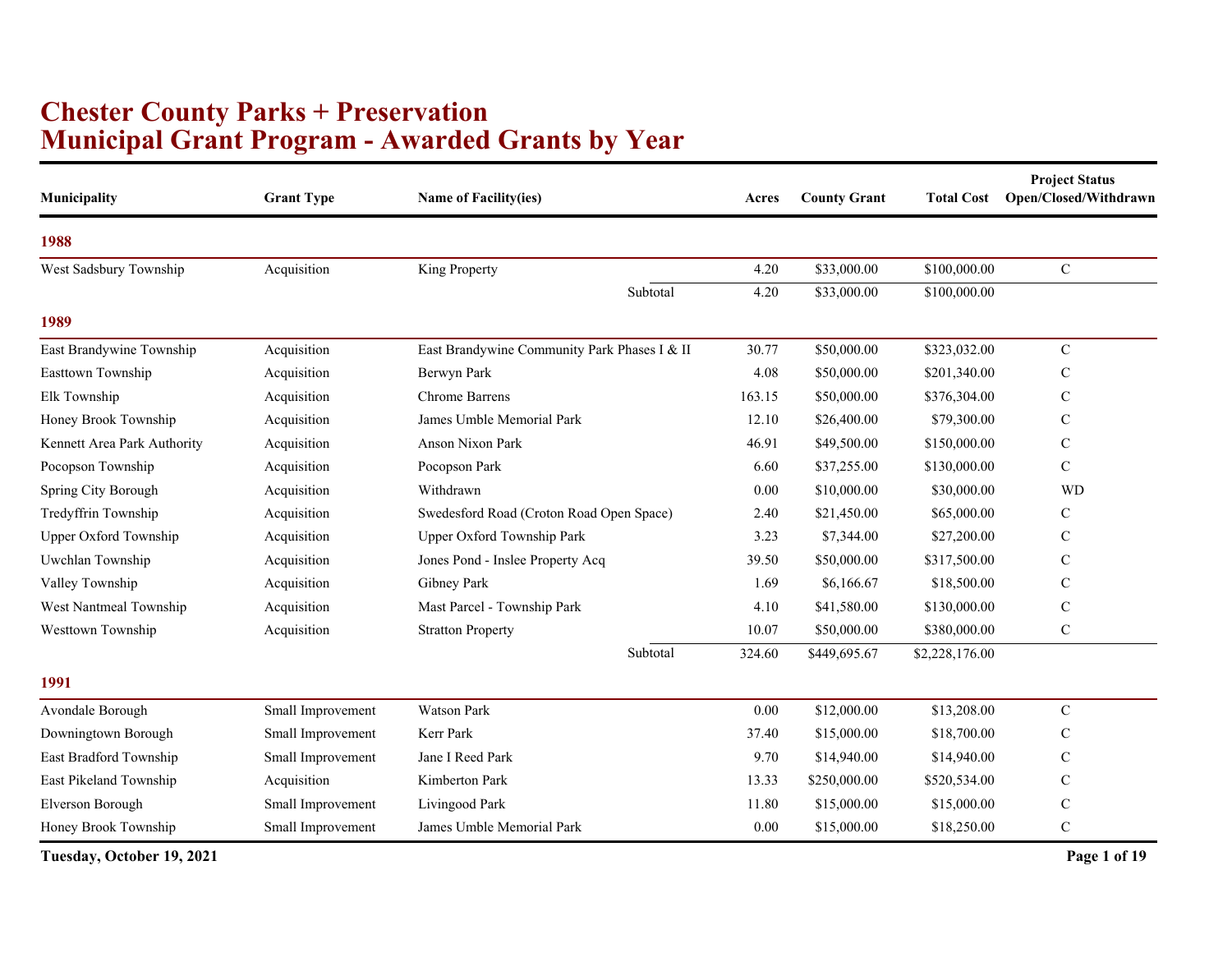# Chester County Parks + Preservation
# Municipal Grant Program - Awarded Grants by Year

| Municipality | Grant Type | Name of Facility(ies) | Acres | County Grant | Total Cost | Project Status Open/Closed/Withdrawn |
|---|---|---|---|---|---|---|
| **1988** | | | | | | |
| West Sadsbury Township | Acquisition | King Property | 4.20 | $33,000.00 | $100,000.00 | C |
| | | Subtotal | 4.20 | $33,000.00 | $100,000.00 | |
| **1989** | | | | | | |
| East Brandywine Township | Acquisition | East Brandywine Community Park Phases I & II | 30.77 | $50,000.00 | $323,032.00 | C |
| Easttown Township | Acquisition | Berwyn Park | 4.08 | $50,000.00 | $201,340.00 | C |
| Elk Township | Acquisition | Chrome Barrens | 163.15 | $50,000.00 | $376,304.00 | C |
| Honey Brook Township | Acquisition | James Umble Memorial Park | 12.10 | $26,400.00 | $79,300.00 | C |
| Kennett Area Park Authority | Acquisition | Anson Nixon Park | 46.91 | $49,500.00 | $150,000.00 | C |
| Pocopson Township | Acquisition | Pocopson Park | 6.60 | $37,255.00 | $130,000.00 | C |
| Spring City Borough | Acquisition | Withdrawn | 0.00 | $10,000.00 | $30,000.00 | WD |
| Tredyffrin Township | Acquisition | Swedesford Road (Croton Road Open Space) | 2.40 | $21,450.00 | $65,000.00 | C |
| Upper Oxford Township | Acquisition | Upper Oxford Township Park | 3.23 | $7,344.00 | $27,200.00 | C |
| Uwchlan Township | Acquisition | Jones Pond - Inslee Property Acq | 39.50 | $50,000.00 | $317,500.00 | C |
| Valley Township | Acquisition | Gibney Park | 1.69 | $6,166.67 | $18,500.00 | C |
| West Nantmeal Township | Acquisition | Mast Parcel - Township Park | 4.10 | $41,580.00 | $130,000.00 | C |
| Westtown Township | Acquisition | Stratton Property | 10.07 | $50,000.00 | $380,000.00 | C |
| | | Subtotal | 324.60 | $449,695.67 | $2,228,176.00 | |
| **1991** | | | | | | |
| Avondale Borough | Small Improvement | Watson Park | 0.00 | $12,000.00 | $13,208.00 | C |
| Downingtown Borough | Small Improvement | Kerr Park | 37.40 | $15,000.00 | $18,700.00 | C |
| East Bradford Township | Small Improvement | Jane I Reed Park | 9.70 | $14,940.00 | $14,940.00 | C |
| East Pikeland Township | Acquisition | Kimberton Park | 13.33 | $250,000.00 | $520,534.00 | C |
| Elverson Borough | Small Improvement | Livingood Park | 11.80 | $15,000.00 | $15,000.00 | C |
| Honey Brook Township | Small Improvement | James Umble Memorial Park | 0.00 | $15,000.00 | $18,250.00 | C |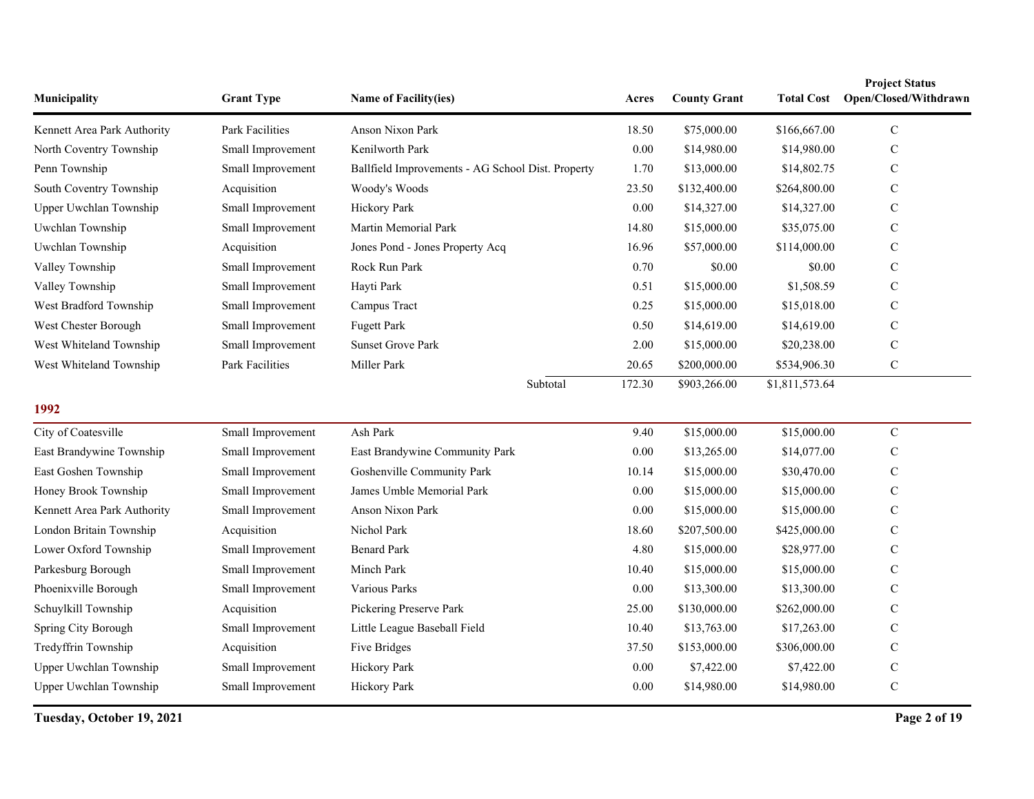| Municipality | Grant Type | Name of Facility(ies) | Acres | County Grant | Total Cost | Project Status Open/Closed/Withdrawn |
|---|---|---|---|---|---|---|
| Kennett Area Park Authority | Park Facilities | Anson Nixon Park | 18.50 | $75,000.00 | $166,667.00 | C |
| North Coventry Township | Small Improvement | Kenilworth Park | 0.00 | $14,980.00 | $14,980.00 | C |
| Penn Township | Small Improvement | Ballfield Improvements - AG School Dist. Property | 1.70 | $13,000.00 | $14,802.75 | C |
| South Coventry Township | Acquisition | Woody's Woods | 23.50 | $132,400.00 | $264,800.00 | C |
| Upper Uwchlan Township | Small Improvement | Hickory Park | 0.00 | $14,327.00 | $14,327.00 | C |
| Uwchlan Township | Small Improvement | Martin Memorial Park | 14.80 | $15,000.00 | $35,075.00 | C |
| Uwchlan Township | Acquisition | Jones Pond - Jones Property Acq | 16.96 | $57,000.00 | $114,000.00 | C |
| Valley Township | Small Improvement | Rock Run Park | 0.70 | $0.00 | $0.00 | C |
| Valley Township | Small Improvement | Hayti Park | 0.51 | $15,000.00 | $1,508.59 | C |
| West Bradford Township | Small Improvement | Campus Tract | 0.25 | $15,000.00 | $15,018.00 | C |
| West Chester Borough | Small Improvement | Fugett Park | 0.50 | $14,619.00 | $14,619.00 | C |
| West Whiteland Township | Small Improvement | Sunset Grove Park | 2.00 | $15,000.00 | $20,238.00 | C |
| West Whiteland Township | Park Facilities | Miller Park | 20.65 | $200,000.00 | $534,906.30 | C |
| | | Subtotal | 172.30 | $903,266.00 | $1,811,573.64 | |

## 1992

| Municipality | Grant Type | Name of Facility(ies) | Acres | County Grant | Total Cost | Project Status Open/Closed/Withdrawn |
|---|---|---|---|---|---|---|
| City of Coatesville | Small Improvement | Ash Park | 9.40 | $15,000.00 | $15,000.00 | C |
| East Brandywine Township | Small Improvement | East Brandywine Community Park | 0.00 | $13,265.00 | $14,077.00 | C |
| East Goshen Township | Small Improvement | Goshenville Community Park | 10.14 | $15,000.00 | $30,470.00 | C |
| Honey Brook Township | Small Improvement | James Umble Memorial Park | 0.00 | $15,000.00 | $15,000.00 | C |
| Kennett Area Park Authority | Small Improvement | Anson Nixon Park | 0.00 | $15,000.00 | $15,000.00 | C |
| London Britain Township | Acquisition | Nichol Park | 18.60 | $207,500.00 | $425,000.00 | C |
| Lower Oxford Township | Small Improvement | Benard Park | 4.80 | $15,000.00 | $28,977.00 | C |
| Parkesburg Borough | Small Improvement | Minch Park | 10.40 | $15,000.00 | $15,000.00 | C |
| Phoenixville Borough | Small Improvement | Various Parks | 0.00 | $13,300.00 | $13,300.00 | C |
| Schuylkill Township | Acquisition | Pickering Preserve Park | 25.00 | $130,000.00 | $262,000.00 | C |
| Spring City Borough | Small Improvement | Little League Baseball Field | 10.40 | $13,763.00 | $17,263.00 | C |
| Tredyffrin Township | Acquisition | Five Bridges | 37.50 | $153,000.00 | $306,000.00 | C |
| Upper Uwchlan Township | Small Improvement | Hickory Park | 0.00 | $7,422.00 | $7,422.00 | C |
| Upper Uwchlan Township | Small Improvement | Hickory Park | 0.00 | $14,980.00 | $14,980.00 | C |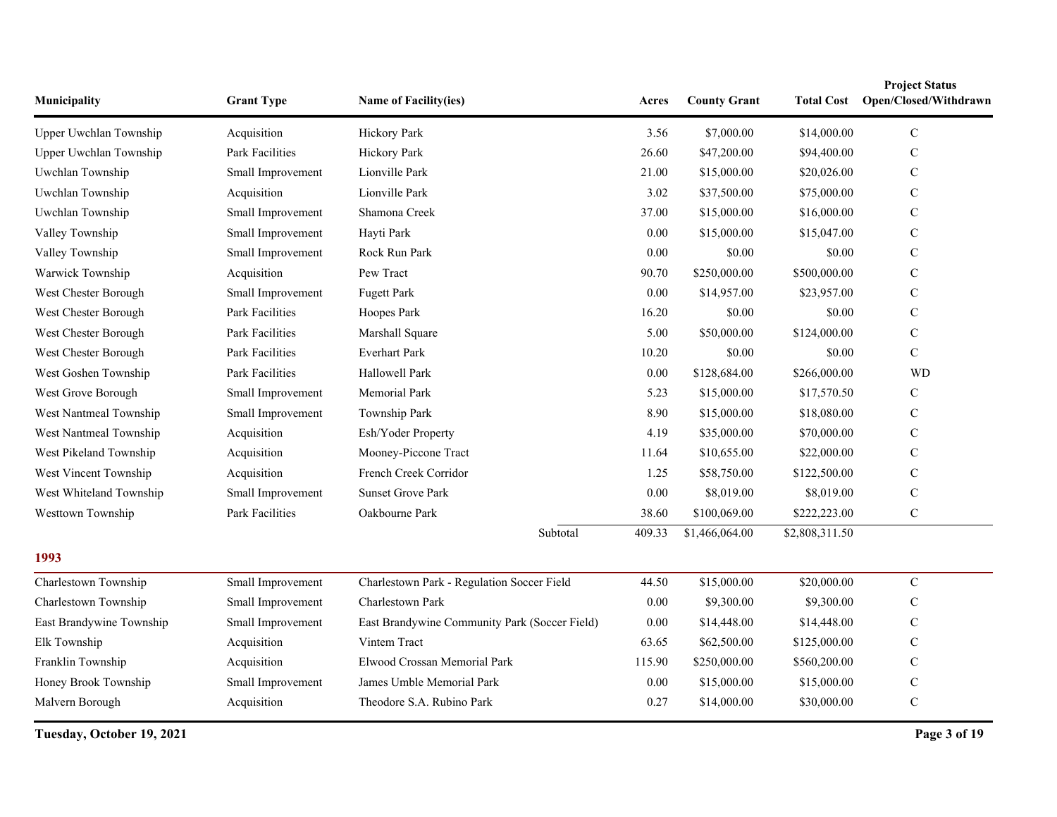| Municipality | Grant Type | Name of Facility(ies) | | Acres | County Grant | Total Cost | Project Status Open/Closed/Withdrawn |
|---|---|---|---|---|---|---|---|
| Upper Uwchlan Township | Acquisition | Hickory Park | | 3.56 | $7,000.00 | $14,000.00 | C |
| Upper Uwchlan Township | Park Facilities | Hickory Park | | 26.60 | $47,200.00 | $94,400.00 | C |
| Uwchlan Township | Small Improvement | Lionville Park | | 21.00 | $15,000.00 | $20,026.00 | C |
| Uwchlan Township | Acquisition | Lionville Park | | 3.02 | $37,500.00 | $75,000.00 | C |
| Uwchlan Township | Small Improvement | Shamona Creek | | 37.00 | $15,000.00 | $16,000.00 | C |
| Valley Township | Small Improvement | Hayti Park | | 0.00 | $15,000.00 | $15,047.00 | C |
| Valley Township | Small Improvement | Rock Run Park | | 0.00 | $0.00 | $0.00 | C |
| Warwick Township | Acquisition | Pew Tract | | 90.70 | $250,000.00 | $500,000.00 | C |
| West Chester Borough | Small Improvement | Fugett Park | | 0.00 | $14,957.00 | $23,957.00 | C |
| West Chester Borough | Park Facilities | Hoopes Park | | 16.20 | $0.00 | $0.00 | C |
| West Chester Borough | Park Facilities | Marshall Square | | 5.00 | $50,000.00 | $124,000.00 | C |
| West Chester Borough | Park Facilities | Everhart Park | | 10.20 | $0.00 | $0.00 | C |
| West Goshen Township | Park Facilities | Hallowell Park | | 0.00 | $128,684.00 | $266,000.00 | WD |
| West Grove Borough | Small Improvement | Memorial Park | | 5.23 | $15,000.00 | $17,570.50 | C |
| West Nantmeal Township | Small Improvement | Township Park | | 8.90 | $15,000.00 | $18,080.00 | C |
| West Nantmeal Township | Acquisition | Esh/Yoder Property | | 4.19 | $35,000.00 | $70,000.00 | C |
| West Pikeland Township | Acquisition | Mooney-Piccone Tract | | 11.64 | $10,655.00 | $22,000.00 | C |
| West Vincent Township | Acquisition | French Creek Corridor | | 1.25 | $58,750.00 | $122,500.00 | C |
| West Whiteland Township | Small Improvement | Sunset Grove Park | | 0.00 | $8,019.00 | $8,019.00 | C |
| Westtown Township | Park Facilities | Oakbourne Park | | 38.60 | $100,069.00 | $222,223.00 | C |
| | | | Subtotal | 409.33 | $1,466,064.00 | $2,808,311.50 | |

## 1993

| Municipality | Grant Type | Name of Facility(ies) | Acres | County Grant | Total Cost | Project Status Open/Closed/Withdrawn |
|---|---|---|---|---|---|---|
| Charlestown Township | Small Improvement | Charlestown Park - Regulation Soccer Field | 44.50 | $15,000.00 | $20,000.00 | C |
| Charlestown Township | Small Improvement | Charlestown Park | 0.00 | $9,300.00 | $9,300.00 | C |
| East Brandywine Township | Small Improvement | East Brandywine Community Park (Soccer Field) | 0.00 | $14,448.00 | $14,448.00 | C |
| Elk Township | Acquisition | Vintem Tract | 63.65 | $62,500.00 | $125,000.00 | C |
| Franklin Township | Acquisition | Elwood Crossan Memorial Park | 115.90 | $250,000.00 | $560,200.00 | C |
| Honey Brook Township | Small Improvement | James Umble Memorial Park | 0.00 | $15,000.00 | $15,000.00 | C |
| Malvern Borough | Acquisition | Theodore S.A. Rubino Park | 0.27 | $14,000.00 | $30,000.00 | C |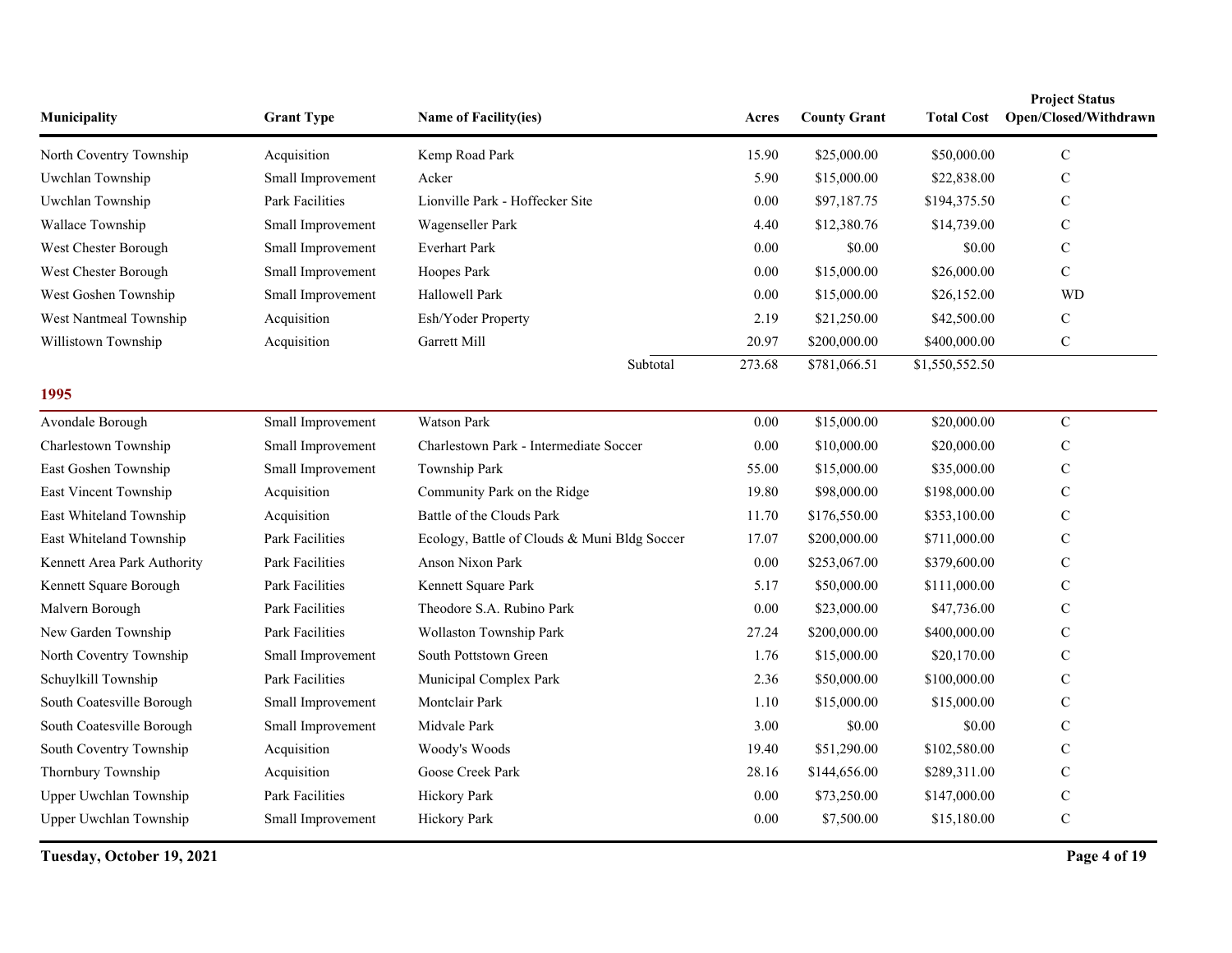| Municipality | Grant Type | Name of Facility(ies) | Acres | County Grant | Total Cost | Project Status Open/Closed/Withdrawn |
|---|---|---|---|---|---|---|
| North Coventry Township | Acquisition | Kemp Road Park | 15.90 | $25,000.00 | $50,000.00 | C |
| Uwchlan Township | Small Improvement | Acker | 5.90 | $15,000.00 | $22,838.00 | C |
| Uwchlan Township | Park Facilities | Lionville Park - Hoffecker Site | 0.00 | $97,187.75 | $194,375.50 | C |
| Wallace Township | Small Improvement | Wagenseller Park | 4.40 | $12,380.76 | $14,739.00 | C |
| West Chester Borough | Small Improvement | Everhart Park | 0.00 | $0.00 | $0.00 | C |
| West Chester Borough | Small Improvement | Hoopes Park | 0.00 | $15,000.00 | $26,000.00 | C |
| West Goshen Township | Small Improvement | Hallowell Park | 0.00 | $15,000.00 | $26,152.00 | WD |
| West Nantmeal Township | Acquisition | Esh/Yoder Property | 2.19 | $21,250.00 | $42,500.00 | C |
| Willistown Township | Acquisition | Garrett Mill | 20.97 | $200,000.00 | $400,000.00 | C |
| | | Subtotal | 273.68 | $781,066.51 | $1,550,552.50 | |

## 1995

| Municipality | Grant Type | Name of Facility(ies) | Acres | County Grant | Total Cost | Project Status Open/Closed/Withdrawn |
|---|---|---|---|---|---|---|
| Avondale Borough | Small Improvement | Watson Park | 0.00 | $15,000.00 | $20,000.00 | C |
| Charlestown Township | Small Improvement | Charlestown Park - Intermediate Soccer | 0.00 | $10,000.00 | $20,000.00 | C |
| East Goshen Township | Small Improvement | Township Park | 55.00 | $15,000.00 | $35,000.00 | C |
| East Vincent Township | Acquisition | Community Park on the Ridge | 19.80 | $98,000.00 | $198,000.00 | C |
| East Whiteland Township | Acquisition | Battle of the Clouds Park | 11.70 | $176,550.00 | $353,100.00 | C |
| East Whiteland Township | Park Facilities | Ecology, Battle of Clouds & Muni Bldg Soccer | 17.07 | $200,000.00 | $711,000.00 | C |
| Kennett Area Park Authority | Park Facilities | Anson Nixon Park | 0.00 | $253,067.00 | $379,600.00 | C |
| Kennett Square Borough | Park Facilities | Kennett Square Park | 5.17 | $50,000.00 | $111,000.00 | C |
| Malvern Borough | Park Facilities | Theodore S.A. Rubino Park | 0.00 | $23,000.00 | $47,736.00 | C |
| New Garden Township | Park Facilities | Wollaston Township Park | 27.24 | $200,000.00 | $400,000.00 | C |
| North Coventry Township | Small Improvement | South Pottstown Green | 1.76 | $15,000.00 | $20,170.00 | C |
| Schuylkill Township | Park Facilities | Municipal Complex Park | 2.36 | $50,000.00 | $100,000.00 | C |
| South Coatesville Borough | Small Improvement | Montclair Park | 1.10 | $15,000.00 | $15,000.00 | C |
| South Coatesville Borough | Small Improvement | Midvale Park | 3.00 | $0.00 | $0.00 | C |
| South Coventry Township | Acquisition | Woody's Woods | 19.40 | $51,290.00 | $102,580.00 | C |
| Thornbury Township | Acquisition | Goose Creek Park | 28.16 | $144,656.00 | $289,311.00 | C |
| Upper Uwchlan Township | Park Facilities | Hickory Park | 0.00 | $73,250.00 | $147,000.00 | C |
| Upper Uwchlan Township | Small Improvement | Hickory Park | 0.00 | $7,500.00 | $15,180.00 | C |

**Tuesday, October 19, 2021**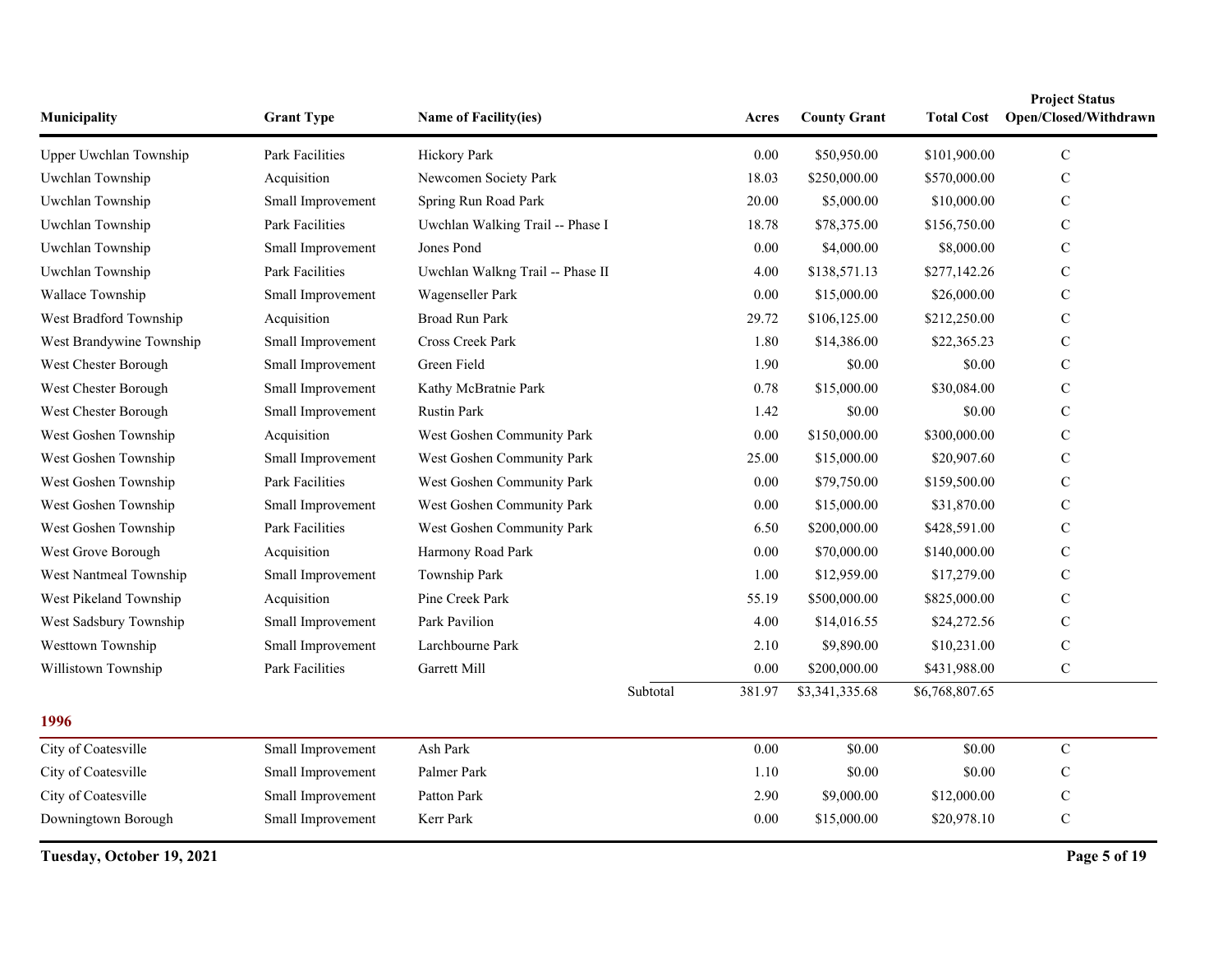| Municipality | Grant Type | Name of Facility(ies) | | Acres | County Grant | Total Cost | Project Status Open/Closed/Withdrawn |
|---|---|---|---|---|---|---|---|
| Upper Uwchlan Township | Park Facilities | Hickory Park | | 0.00 | $50,950.00 | $101,900.00 | C |
| Uwchlan Township | Acquisition | Newcomen Society Park | | 18.03 | $250,000.00 | $570,000.00 | C |
| Uwchlan Township | Small Improvement | Spring Run Road Park | | 20.00 | $5,000.00 | $10,000.00 | C |
| Uwchlan Township | Park Facilities | Uwchlan Walking Trail -- Phase I | | 18.78 | $78,375.00 | $156,750.00 | C |
| Uwchlan Township | Small Improvement | Jones Pond | | 0.00 | $4,000.00 | $8,000.00 | C |
| Uwchlan Township | Park Facilities | Uwchlan Walkng Trail -- Phase II | | 4.00 | $138,571.13 | $277,142.26 | C |
| Wallace Township | Small Improvement | Wagenseller Park | | 0.00 | $15,000.00 | $26,000.00 | C |
| West Bradford Township | Acquisition | Broad Run Park | | 29.72 | $106,125.00 | $212,250.00 | C |
| West Brandywine Township | Small Improvement | Cross Creek Park | | 1.80 | $14,386.00 | $22,365.23 | C |
| West Chester Borough | Small Improvement | Green Field | | 1.90 | $0.00 | $0.00 | C |
| West Chester Borough | Small Improvement | Kathy McBratnie Park | | 0.78 | $15,000.00 | $30,084.00 | C |
| West Chester Borough | Small Improvement | Rustin Park | | 1.42 | $0.00 | $0.00 | C |
| West Goshen Township | Acquisition | West Goshen Community Park | | 0.00 | $150,000.00 | $300,000.00 | C |
| West Goshen Township | Small Improvement | West Goshen Community Park | | 25.00 | $15,000.00 | $20,907.60 | C |
| West Goshen Township | Park Facilities | West Goshen Community Park | | 0.00 | $79,750.00 | $159,500.00 | C |
| West Goshen Township | Small Improvement | West Goshen Community Park | | 0.00 | $15,000.00 | $31,870.00 | C |
| West Goshen Township | Park Facilities | West Goshen Community Park | | 6.50 | $200,000.00 | $428,591.00 | C |
| West Grove Borough | Acquisition | Harmony Road Park | | 0.00 | $70,000.00 | $140,000.00 | C |
| West Nantmeal Township | Small Improvement | Township Park | | 1.00 | $12,959.00 | $17,279.00 | C |
| West Pikeland Township | Acquisition | Pine Creek Park | | 55.19 | $500,000.00 | $825,000.00 | C |
| West Sadsbury Township | Small Improvement | Park Pavilion | | 4.00 | $14,016.55 | $24,272.56 | C |
| Westtown Township | Small Improvement | Larchbourne Park | | 2.10 | $9,890.00 | $10,231.00 | C |
| Willistown Township | Park Facilities | Garrett Mill | | 0.00 | $200,000.00 | $431,988.00 | C |
| | | | Subtotal | 381.97 | $3,341,335.68 | $6,768,807.65 | |

## 1996

| Municipality | Grant Type | Name of Facility(ies) | Acres | County Grant | Total Cost | Project Status Open/Closed/Withdrawn |
|---|---|---|---|---|---|---|
| City of Coatesville | Small Improvement | Ash Park | 0.00 | $0.00 | $0.00 | C |
| City of Coatesville | Small Improvement | Palmer Park | 1.10 | $0.00 | $0.00 | C |
| City of Coatesville | Small Improvement | Patton Park | 2.90 | $9,000.00 | $12,000.00 | C |
| Downingtown Borough | Small Improvement | Kerr Park | 0.00 | $15,000.00 | $20,978.10 | C |

**Tuesday, October 19, 2021**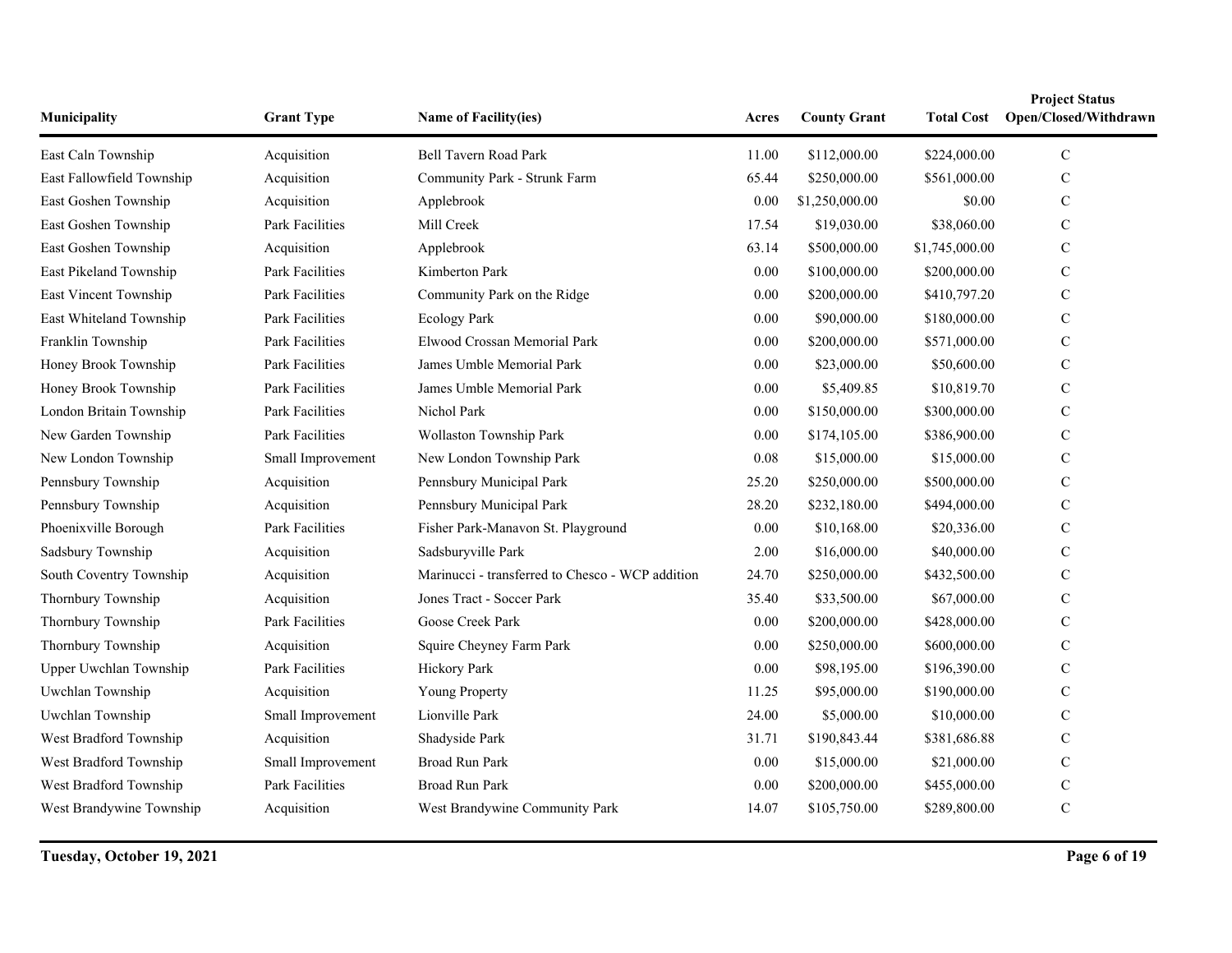| Municipality | Grant Type | Name of Facility(ies) | Acres | County Grant | Total Cost | Project Status Open/Closed/Withdrawn |
|---|---|---|---|---|---|---|
| East Caln Township | Acquisition | Bell Tavern Road Park | 11.00 | $112,000.00 | $224,000.00 | C |
| East Fallowfield Township | Acquisition | Community Park - Strunk Farm | 65.44 | $250,000.00 | $561,000.00 | C |
| East Goshen Township | Acquisition | Applebrook | 0.00 | $1,250,000.00 | $0.00 | C |
| East Goshen Township | Park Facilities | Mill Creek | 17.54 | $19,030.00 | $38,060.00 | C |
| East Goshen Township | Acquisition | Applebrook | 63.14 | $500,000.00 | $1,745,000.00 | C |
| East Pikeland Township | Park Facilities | Kimberton Park | 0.00 | $100,000.00 | $200,000.00 | C |
| East Vincent Township | Park Facilities | Community Park on the Ridge | 0.00 | $200,000.00 | $410,797.20 | C |
| East Whiteland Township | Park Facilities | Ecology Park | 0.00 | $90,000.00 | $180,000.00 | C |
| Franklin Township | Park Facilities | Elwood Crossan Memorial Park | 0.00 | $200,000.00 | $571,000.00 | C |
| Honey Brook Township | Park Facilities | James Umble Memorial Park | 0.00 | $23,000.00 | $50,600.00 | C |
| Honey Brook Township | Park Facilities | James Umble Memorial Park | 0.00 | $5,409.85 | $10,819.70 | C |
| London Britain Township | Park Facilities | Nichol Park | 0.00 | $150,000.00 | $300,000.00 | C |
| New Garden Township | Park Facilities | Wollaston Township Park | 0.00 | $174,105.00 | $386,900.00 | C |
| New London Township | Small Improvement | New London Township Park | 0.08 | $15,000.00 | $15,000.00 | C |
| Pennsbury Township | Acquisition | Pennsbury Municipal Park | 25.20 | $250,000.00 | $500,000.00 | C |
| Pennsbury Township | Acquisition | Pennsbury Municipal Park | 28.20 | $232,180.00 | $494,000.00 | C |
| Phoenixville Borough | Park Facilities | Fisher Park-Manavon St. Playground | 0.00 | $10,168.00 | $20,336.00 | C |
| Sadsbury Township | Acquisition | Sadsburyville Park | 2.00 | $16,000.00 | $40,000.00 | C |
| South Coventry Township | Acquisition | Marinucci - transferred to Chesco - WCP addition | 24.70 | $250,000.00 | $432,500.00 | C |
| Thornbury Township | Acquisition | Jones Tract - Soccer Park | 35.40 | $33,500.00 | $67,000.00 | C |
| Thornbury Township | Park Facilities | Goose Creek Park | 0.00 | $200,000.00 | $428,000.00 | C |
| Thornbury Township | Acquisition | Squire Cheyney Farm Park | 0.00 | $250,000.00 | $600,000.00 | C |
| Upper Uwchlan Township | Park Facilities | Hickory Park | 0.00 | $98,195.00 | $196,390.00 | C |
| Uwchlan Township | Acquisition | Young Property | 11.25 | $95,000.00 | $190,000.00 | C |
| Uwchlan Township | Small Improvement | Lionville Park | 24.00 | $5,000.00 | $10,000.00 | C |
| West Bradford Township | Acquisition | Shadyside Park | 31.71 | $190,843.44 | $381,686.88 | C |
| West Bradford Township | Small Improvement | Broad Run Park | 0.00 | $15,000.00 | $21,000.00 | C |
| West Bradford Township | Park Facilities | Broad Run Park | 0.00 | $200,000.00 | $455,000.00 | C |
| West Brandywine Township | Acquisition | West Brandywine Community Park | 14.07 | $105,750.00 | $289,800.00 | C |

**Tuesday, October 19, 2021**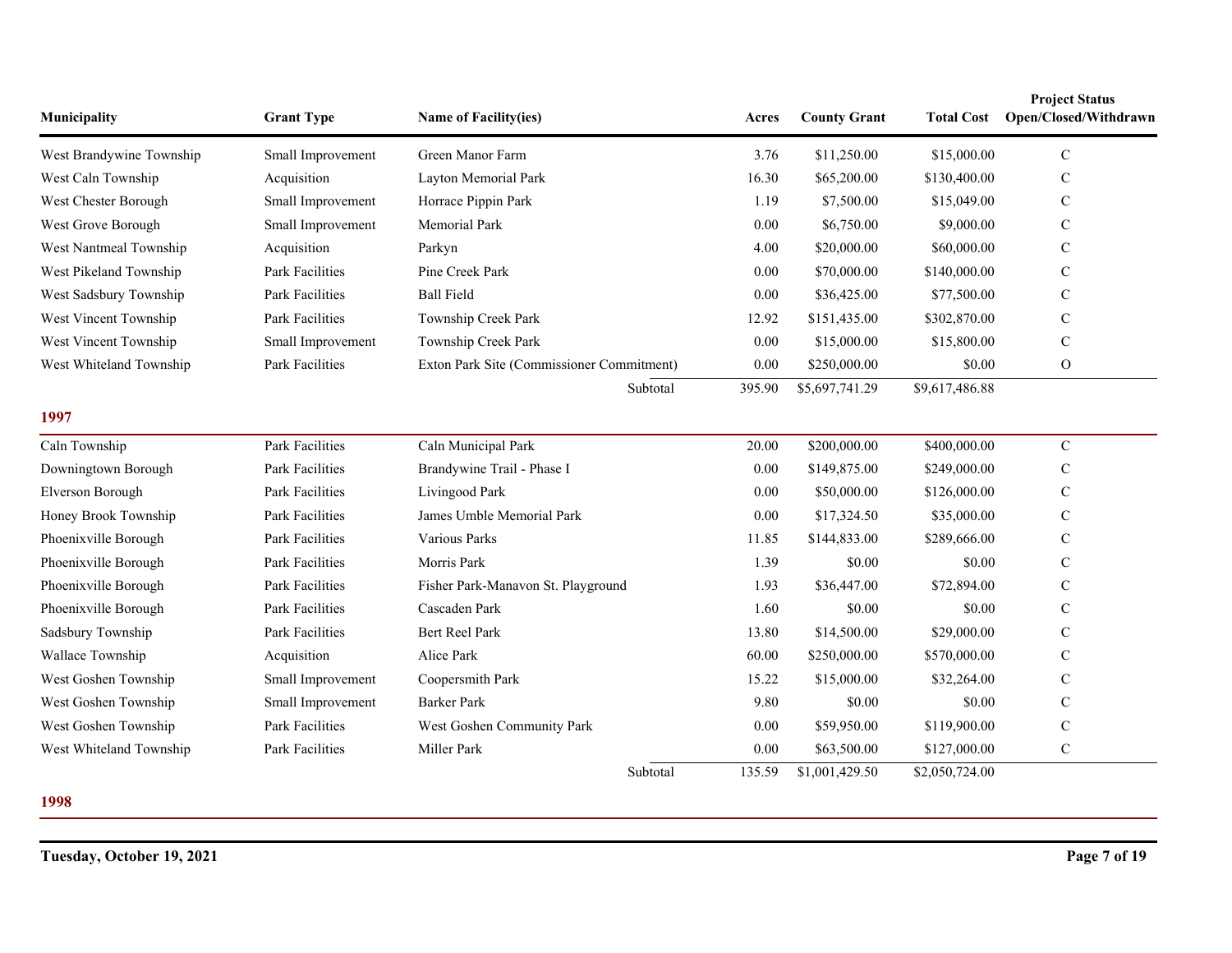| Municipality | Grant Type | Name of Facility(ies) | Acres | County Grant | Total Cost | Project Status Open/Closed/Withdrawn |
|---|---|---|---|---|---|---|
| West Brandywine Township | Small Improvement | Green Manor Farm | 3.76 | $11,250.00 | $15,000.00 | C |
| West Caln Township | Acquisition | Layton Memorial Park | 16.30 | $65,200.00 | $130,400.00 | C |
| West Chester Borough | Small Improvement | Horrace Pippin Park | 1.19 | $7,500.00 | $15,049.00 | C |
| West Grove Borough | Small Improvement | Memorial Park | 0.00 | $6,750.00 | $9,000.00 | C |
| West Nantmeal Township | Acquisition | Parkyn | 4.00 | $20,000.00 | $60,000.00 | C |
| West Pikeland Township | Park Facilities | Pine Creek Park | 0.00 | $70,000.00 | $140,000.00 | C |
| West Sadsbury Township | Park Facilities | Ball Field | 0.00 | $36,425.00 | $77,500.00 | C |
| West Vincent Township | Park Facilities | Township Creek Park | 12.92 | $151,435.00 | $302,870.00 | C |
| West Vincent Township | Small Improvement | Township Creek Park | 0.00 | $15,000.00 | $15,800.00 | C |
| West Whiteland Township | Park Facilities | Exton Park Site (Commissioner Commitment) | 0.00 | $250,000.00 | $0.00 | O |
| | | Subtotal | 395.90 | $5,697,741.29 | $9,617,486.88 | |

## 1997

| Municipality | Grant Type | Name of Facility(ies) | Acres | County Grant | Total Cost | Project Status Open/Closed/Withdrawn |
|---|---|---|---|---|---|---|
| Caln Township | Park Facilities | Caln Municipal Park | 20.00 | $200,000.00 | $400,000.00 | C |
| Downingtown Borough | Park Facilities | Brandywine Trail - Phase I | 0.00 | $149,875.00 | $249,000.00 | C |
| Elverson Borough | Park Facilities | Livingood Park | 0.00 | $50,000.00 | $126,000.00 | C |
| Honey Brook Township | Park Facilities | James Umble Memorial Park | 0.00 | $17,324.50 | $35,000.00 | C |
| Phoenixville Borough | Park Facilities | Various Parks | 11.85 | $144,833.00 | $289,666.00 | C |
| Phoenixville Borough | Park Facilities | Morris Park | 1.39 | $0.00 | $0.00 | C |
| Phoenixville Borough | Park Facilities | Fisher Park-Manavon St. Playground | 1.93 | $36,447.00 | $72,894.00 | C |
| Phoenixville Borough | Park Facilities | Cascaden Park | 1.60 | $0.00 | $0.00 | C |
| Sadsbury Township | Park Facilities | Bert Reel Park | 13.80 | $14,500.00 | $29,000.00 | C |
| Wallace Township | Acquisition | Alice Park | 60.00 | $250,000.00 | $570,000.00 | C |
| West Goshen Township | Small Improvement | Coopersmith Park | 15.22 | $15,000.00 | $32,264.00 | C |
| West Goshen Township | Small Improvement | Barker Park | 9.80 | $0.00 | $0.00 | C |
| West Goshen Township | Park Facilities | West Goshen Community Park | 0.00 | $59,950.00 | $119,900.00 | C |
| West Whiteland Township | Park Facilities | Miller Park | 0.00 | $63,500.00 | $127,000.00 | C |
| | | Subtotal | 135.59 | $1,001,429.50 | $2,050,724.00 | |

## 1998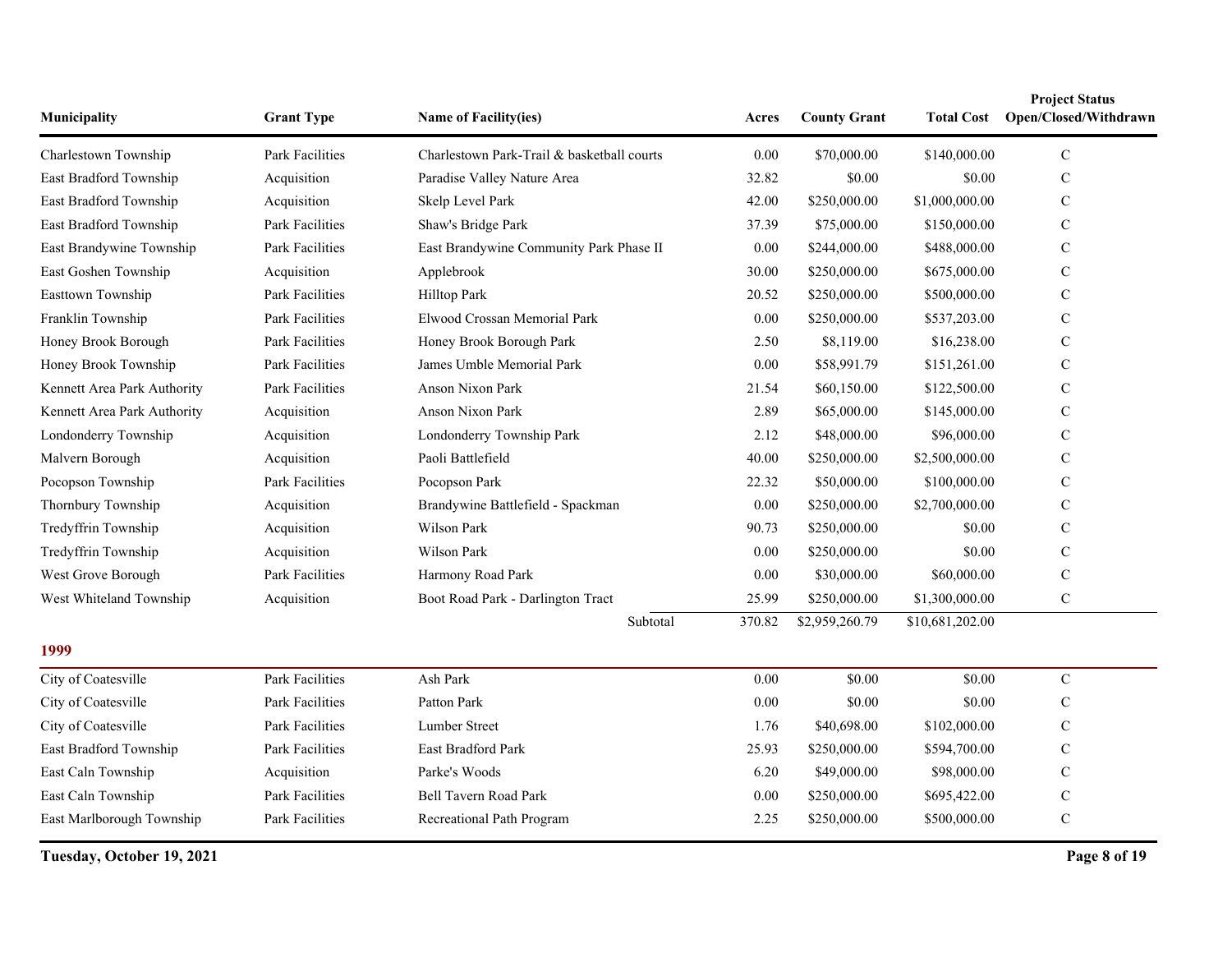| Municipality | Grant Type | Name of Facility(ies) | Acres | County Grant | Total Cost | Project Status Open/Closed/Withdrawn |
|---|---|---|---|---|---|---|
| Charlestown Township | Park Facilities | Charlestown Park-Trail & basketball courts | 0.00 | $70,000.00 | $140,000.00 | C |
| East Bradford Township | Acquisition | Paradise Valley Nature Area | 32.82 | $0.00 | $0.00 | C |
| East Bradford Township | Acquisition | Skelp Level Park | 42.00 | $250,000.00 | $1,000,000.00 | C |
| East Bradford Township | Park Facilities | Shaw's Bridge Park | 37.39 | $75,000.00 | $150,000.00 | C |
| East Brandywine Township | Park Facilities | East Brandywine Community Park Phase II | 0.00 | $244,000.00 | $488,000.00 | C |
| East Goshen Township | Acquisition | Applebrook | 30.00 | $250,000.00 | $675,000.00 | C |
| Easttown Township | Park Facilities | Hilltop Park | 20.52 | $250,000.00 | $500,000.00 | C |
| Franklin Township | Park Facilities | Elwood Crossan Memorial Park | 0.00 | $250,000.00 | $537,203.00 | C |
| Honey Brook Borough | Park Facilities | Honey Brook Borough Park | 2.50 | $8,119.00 | $16,238.00 | C |
| Honey Brook Township | Park Facilities | James Umble Memorial Park | 0.00 | $58,991.79 | $151,261.00 | C |
| Kennett Area Park Authority | Park Facilities | Anson Nixon Park | 21.54 | $60,150.00 | $122,500.00 | C |
| Kennett Area Park Authority | Acquisition | Anson Nixon Park | 2.89 | $65,000.00 | $145,000.00 | C |
| Londonderry Township | Acquisition | Londonderry Township Park | 2.12 | $48,000.00 | $96,000.00 | C |
| Malvern Borough | Acquisition | Paoli Battlefield | 40.00 | $250,000.00 | $2,500,000.00 | C |
| Pocopson Township | Park Facilities | Pocopson Park | 22.32 | $50,000.00 | $100,000.00 | C |
| Thornbury Township | Acquisition | Brandywine Battlefield - Spackman | 0.00 | $250,000.00 | $2,700,000.00 | C |
| Tredyffrin Township | Acquisition | Wilson Park | 90.73 | $250,000.00 | $0.00 | C |
| Tredyffrin Township | Acquisition | Wilson Park | 0.00 | $250,000.00 | $0.00 | C |
| West Grove Borough | Park Facilities | Harmony Road Park | 0.00 | $30,000.00 | $60,000.00 | C |
| West Whiteland Township | Acquisition | Boot Road Park - Darlington Tract | 25.99 | $250,000.00 | $1,300,000.00 | C |
| | | Subtotal | 370.82 | $2,959,260.79 | $10,681,202.00 | |

## 1999

| Municipality | Grant Type | Name of Facility(ies) | Acres | County Grant | Total Cost | Project Status Open/Closed/Withdrawn |
|---|---|---|---|---|---|---|
| City of Coatesville | Park Facilities | Ash Park | 0.00 | $0.00 | $0.00 | C |
| City of Coatesville | Park Facilities | Patton Park | 0.00 | $0.00 | $0.00 | C |
| City of Coatesville | Park Facilities | Lumber Street | 1.76 | $40,698.00 | $102,000.00 | C |
| East Bradford Township | Park Facilities | East Bradford Park | 25.93 | $250,000.00 | $594,700.00 | C |
| East Caln Township | Acquisition | Parke's Woods | 6.20 | $49,000.00 | $98,000.00 | C |
| East Caln Township | Park Facilities | Bell Tavern Road Park | 0.00 | $250,000.00 | $695,422.00 | C |
| East Marlborough Township | Park Facilities | Recreational Path Program | 2.25 | $250,000.00 | $500,000.00 | C |

Tuesday, October 19, 2021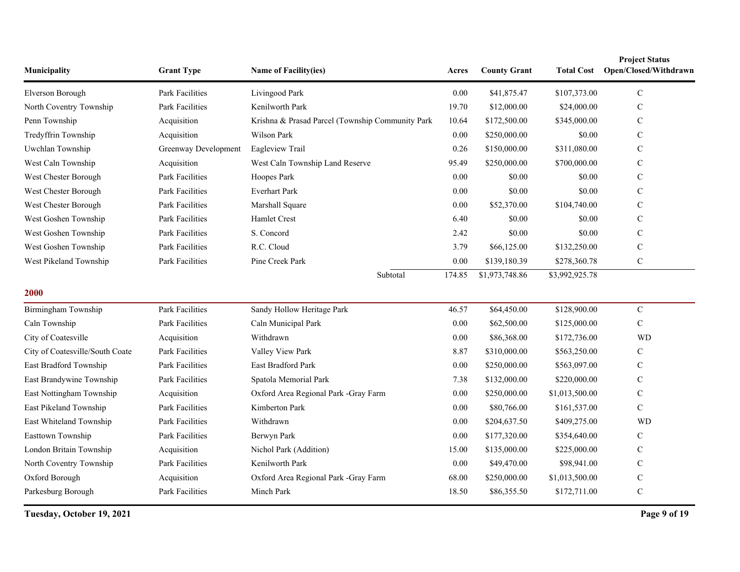| Municipality | Grant Type | Name of Facility(ies) | Acres | County Grant | Total Cost | Project Status Open/Closed/Withdrawn |
|---|---|---|---|---|---|---|
| Elverson Borough | Park Facilities | Livingood Park | 0.00 | $41,875.47 | $107,373.00 | C |
| North Coventry Township | Park Facilities | Kenilworth Park | 19.70 | $12,000.00 | $24,000.00 | C |
| Penn Township | Acquisition | Krishna & Prasad Parcel (Township Community Park | 10.64 | $172,500.00 | $345,000.00 | C |
| Tredyffrin Township | Acquisition | Wilson Park | 0.00 | $250,000.00 | $0.00 | C |
| Uwchlan Township | Greenway Development | Eagleview Trail | 0.26 | $150,000.00 | $311,080.00 | C |
| West Caln Township | Acquisition | West Caln Township Land Reserve | 95.49 | $250,000.00 | $700,000.00 | C |
| West Chester Borough | Park Facilities | Hoopes Park | 0.00 | $0.00 | $0.00 | C |
| West Chester Borough | Park Facilities | Everhart Park | 0.00 | $0.00 | $0.00 | C |
| West Chester Borough | Park Facilities | Marshall Square | 0.00 | $52,370.00 | $104,740.00 | C |
| West Goshen Township | Park Facilities | Hamlet Crest | 6.40 | $0.00 | $0.00 | C |
| West Goshen Township | Park Facilities | S. Concord | 2.42 | $0.00 | $0.00 | C |
| West Goshen Township | Park Facilities | R.C. Cloud | 3.79 | $66,125.00 | $132,250.00 | C |
| West Pikeland Township | Park Facilities | Pine Creek Park | 0.00 | $139,180.39 | $278,360.78 | C |
| | | Subtotal | 174.85 | $1,973,748.86 | $3,992,925.78 | |

## 2000

| Municipality | Grant Type | Name of Facility(ies) | Acres | County Grant | Total Cost | Project Status Open/Closed/Withdrawn |
|---|---|---|---|---|---|---|
| Birmingham Township | Park Facilities | Sandy Hollow Heritage Park | 46.57 | $64,450.00 | $128,900.00 | C |
| Caln Township | Park Facilities | Caln Municipal Park | 0.00 | $62,500.00 | $125,000.00 | C |
| City of Coatesville | Acquisition | Withdrawn | 0.00 | $86,368.00 | $172,736.00 | WD |
| City of Coatesville/South Coate | Park Facilities | Valley View Park | 8.87 | $310,000.00 | $563,250.00 | C |
| East Bradford Township | Park Facilities | East Bradford Park | 0.00 | $250,000.00 | $563,097.00 | C |
| East Brandywine Township | Park Facilities | Spatola Memorial Park | 7.38 | $132,000.00 | $220,000.00 | C |
| East Nottingham Township | Acquisition | Oxford Area Regional Park -Gray Farm | 0.00 | $250,000.00 | $1,013,500.00 | C |
| East Pikeland Township | Park Facilities | Kimberton Park | 0.00 | $80,766.00 | $161,537.00 | C |
| East Whiteland Township | Park Facilities | Withdrawn | 0.00 | $204,637.50 | $409,275.00 | WD |
| Easttown Township | Park Facilities | Berwyn Park | 0.00 | $177,320.00 | $354,640.00 | C |
| London Britain Township | Acquisition | Nichol Park (Addition) | 15.00 | $135,000.00 | $225,000.00 | C |
| North Coventry Township | Park Facilities | Kenilworth Park | 0.00 | $49,470.00 | $98,941.00 | C |
| Oxford Borough | Acquisition | Oxford Area Regional Park -Gray Farm | 68.00 | $250,000.00 | $1,013,500.00 | C |
| Parkesburg Borough | Park Facilities | Minch Park | 18.50 | $86,355.50 | $172,711.00 | C |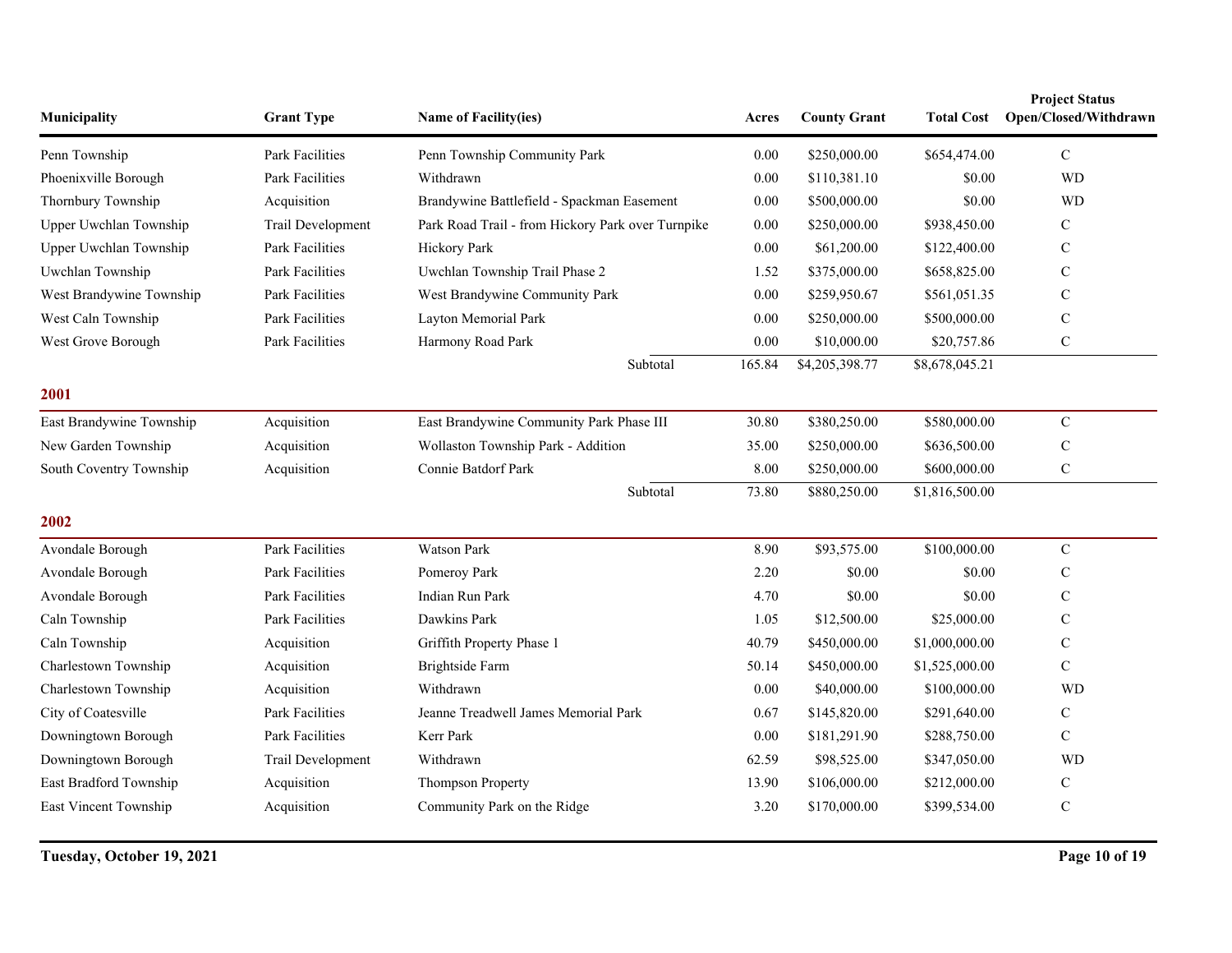| Municipality | Grant Type | Name of Facility(ies) | Acres | County Grant | Total Cost | Project Status Open/Closed/Withdrawn |
|---|---|---|---|---|---|---|
| Penn Township | Park Facilities | Penn Township Community Park | 0.00 | $250,000.00 | $654,474.00 | C |
| Phoenixville Borough | Park Facilities | Withdrawn | 0.00 | $110,381.10 | $0.00 | WD |
| Thornbury Township | Acquisition | Brandywine Battlefield - Spackman Easement | 0.00 | $500,000.00 | $0.00 | WD |
| Upper Uwchlan Township | Trail Development | Park Road Trail - from Hickory Park over Turnpike | 0.00 | $250,000.00 | $938,450.00 | C |
| Upper Uwchlan Township | Park Facilities | Hickory Park | 0.00 | $61,200.00 | $122,400.00 | C |
| Uwchlan Township | Park Facilities | Uwchlan Township Trail Phase 2 | 1.52 | $375,000.00 | $658,825.00 | C |
| West Brandywine Township | Park Facilities | West Brandywine Community Park | 0.00 | $259,950.67 | $561,051.35 | C |
| West Caln Township | Park Facilities | Layton Memorial Park | 0.00 | $250,000.00 | $500,000.00 | C |
| West Grove Borough | Park Facilities | Harmony Road Park | 0.00 | $10,000.00 | $20,757.86 | C |
| | | Subtotal | 165.84 | $4,205,398.77 | $8,678,045.21 | |

## 2001

| Municipality | Grant Type | Name of Facility(ies) | Acres | County Grant | Total Cost | Project Status Open/Closed/Withdrawn |
|---|---|---|---|---|---|---|
| East Brandywine Township | Acquisition | East Brandywine Community Park Phase III | 30.80 | $380,250.00 | $580,000.00 | C |
| New Garden Township | Acquisition | Wollaston Township Park - Addition | 35.00 | $250,000.00 | $636,500.00 | C |
| South Coventry Township | Acquisition | Connie Batdorf Park | 8.00 | $250,000.00 | $600,000.00 | C |
| | | Subtotal | 73.80 | $880,250.00 | $1,816,500.00 | |

## 2002

| Municipality | Grant Type | Name of Facility(ies) | Acres | County Grant | Total Cost | Project Status Open/Closed/Withdrawn |
|---|---|---|---|---|---|---|
| Avondale Borough | Park Facilities | Watson Park | 8.90 | $93,575.00 | $100,000.00 | C |
| Avondale Borough | Park Facilities | Pomeroy Park | 2.20 | $0.00 | $0.00 | C |
| Avondale Borough | Park Facilities | Indian Run Park | 4.70 | $0.00 | $0.00 | C |
| Caln Township | Park Facilities | Dawkins Park | 1.05 | $12,500.00 | $25,000.00 | C |
| Caln Township | Acquisition | Griffith Property Phase 1 | 40.79 | $450,000.00 | $1,000,000.00 | C |
| Charlestown Township | Acquisition | Brightside Farm | 50.14 | $450,000.00 | $1,525,000.00 | C |
| Charlestown Township | Acquisition | Withdrawn | 0.00 | $40,000.00 | $100,000.00 | WD |
| City of Coatesville | Park Facilities | Jeanne Treadwell James Memorial Park | 0.67 | $145,820.00 | $291,640.00 | C |
| Downingtown Borough | Park Facilities | Kerr Park | 0.00 | $181,291.90 | $288,750.00 | C |
| Downingtown Borough | Trail Development | Withdrawn | 62.59 | $98,525.00 | $347,050.00 | WD |
| East Bradford Township | Acquisition | Thompson Property | 13.90 | $106,000.00 | $212,000.00 | C |
| East Vincent Township | Acquisition | Community Park on the Ridge | 3.20 | $170,000.00 | $399,534.00 | C |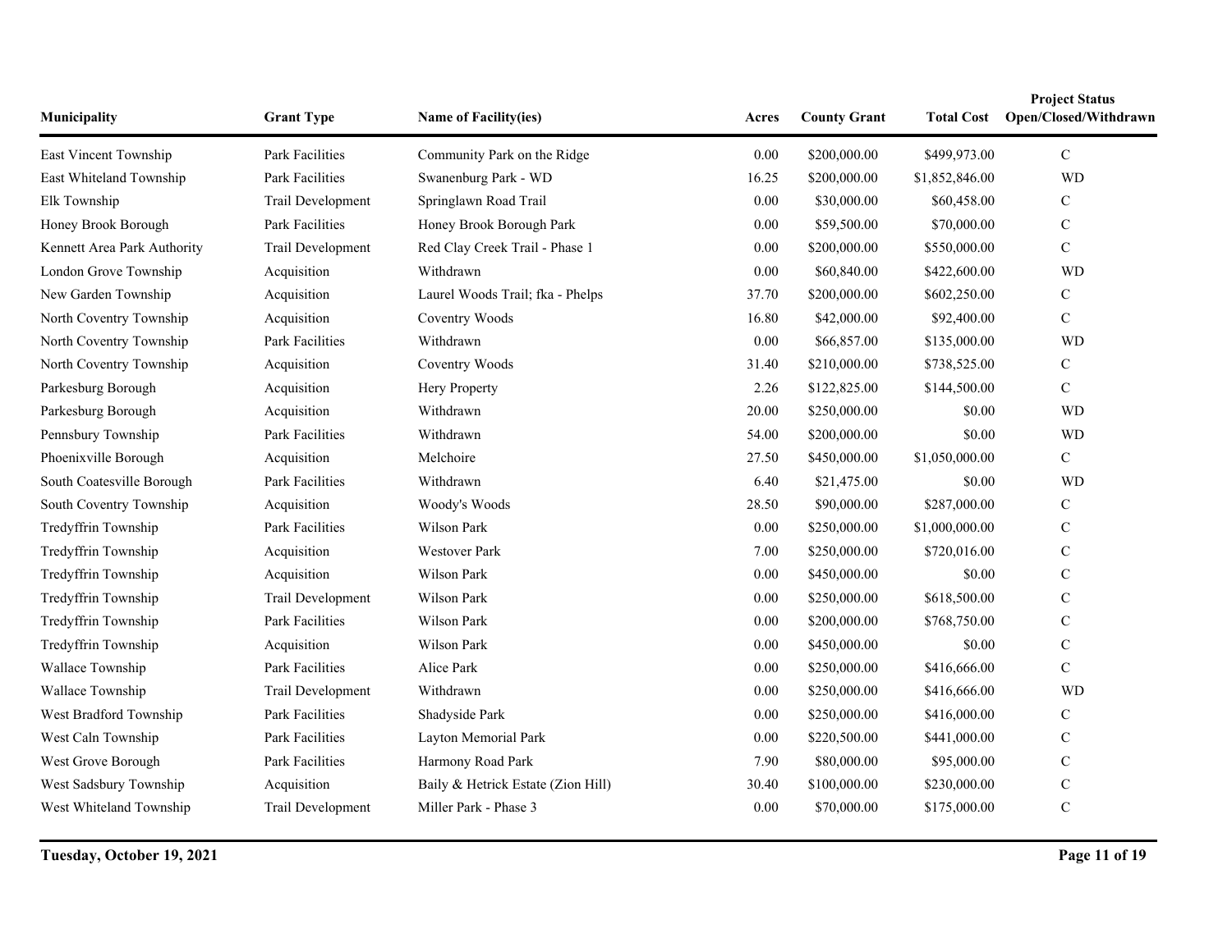| Municipality | Grant Type | Name of Facility(ies) | Acres | County Grant | Total Cost | Project Status Open/Closed/Withdrawn |
|---|---|---|---|---|---|---|
| East Vincent Township | Park Facilities | Community Park on the Ridge | 0.00 | \$200,000.00 | \$499,973.00 | C |
| East Whiteland Township | Park Facilities | Swanenburg Park - WD | 16.25 | \$200,000.00 | \$1,852,846.00 | WD |
| Elk Township | Trail Development | Springlawn Road Trail | 0.00 | \$30,000.00 | \$60,458.00 | C |
| Honey Brook Borough | Park Facilities | Honey Brook Borough Park | 0.00 | \$59,500.00 | \$70,000.00 | C |
| Kennett Area Park Authority | Trail Development | Red Clay Creek Trail - Phase 1 | 0.00 | \$200,000.00 | \$550,000.00 | C |
| London Grove Township | Acquisition | Withdrawn | 0.00 | \$60,840.00 | \$422,600.00 | WD |
| New Garden Township | Acquisition | Laurel Woods Trail; fka - Phelps | 37.70 | \$200,000.00 | \$602,250.00 | C |
| North Coventry Township | Acquisition | Coventry Woods | 16.80 | \$42,000.00 | \$92,400.00 | C |
| North Coventry Township | Park Facilities | Withdrawn | 0.00 | \$66,857.00 | \$135,000.00 | WD |
| North Coventry Township | Acquisition | Coventry Woods | 31.40 | \$210,000.00 | \$738,525.00 | C |
| Parkesburg Borough | Acquisition | Hery Property | 2.26 | \$122,825.00 | \$144,500.00 | C |
| Parkesburg Borough | Acquisition | Withdrawn | 20.00 | \$250,000.00 | \$0.00 | WD |
| Pennsbury Township | Park Facilities | Withdrawn | 54.00 | \$200,000.00 | \$0.00 | WD |
| Phoenixville Borough | Acquisition | Melchoire | 27.50 | \$450,000.00 | \$1,050,000.00 | C |
| South Coatesville Borough | Park Facilities | Withdrawn | 6.40 | \$21,475.00 | \$0.00 | WD |
| South Coventry Township | Acquisition | Woody's Woods | 28.50 | \$90,000.00 | \$287,000.00 | C |
| Tredyffrin Township | Park Facilities | Wilson Park | 0.00 | \$250,000.00 | \$1,000,000.00 | C |
| Tredyffrin Township | Acquisition | Westover Park | 7.00 | \$250,000.00 | \$720,016.00 | C |
| Tredyffrin Township | Acquisition | Wilson Park | 0.00 | \$450,000.00 | \$0.00 | C |
| Tredyffrin Township | Trail Development | Wilson Park | 0.00 | \$250,000.00 | \$618,500.00 | C |
| Tredyffrin Township | Park Facilities | Wilson Park | 0.00 | \$200,000.00 | \$768,750.00 | C |
| Tredyffrin Township | Acquisition | Wilson Park | 0.00 | \$450,000.00 | \$0.00 | C |
| Wallace Township | Park Facilities | Alice Park | 0.00 | \$250,000.00 | \$416,666.00 | C |
| Wallace Township | Trail Development | Withdrawn | 0.00 | \$250,000.00 | \$416,666.00 | WD |
| West Bradford Township | Park Facilities | Shadyside Park | 0.00 | \$250,000.00 | \$416,000.00 | C |
| West Caln Township | Park Facilities | Layton Memorial Park | 0.00 | \$220,500.00 | \$441,000.00 | C |
| West Grove Borough | Park Facilities | Harmony Road Park | 7.90 | \$80,000.00 | \$95,000.00 | C |
| West Sadsbury Township | Acquisition | Baily & Hetrick Estate (Zion Hill) | 30.40 | \$100,000.00 | \$230,000.00 | C |
| West Whiteland Township | Trail Development | Miller Park - Phase 3 | 0.00 | \$70,000.00 | \$175,000.00 | C |

**Tuesday, October 19, 2021**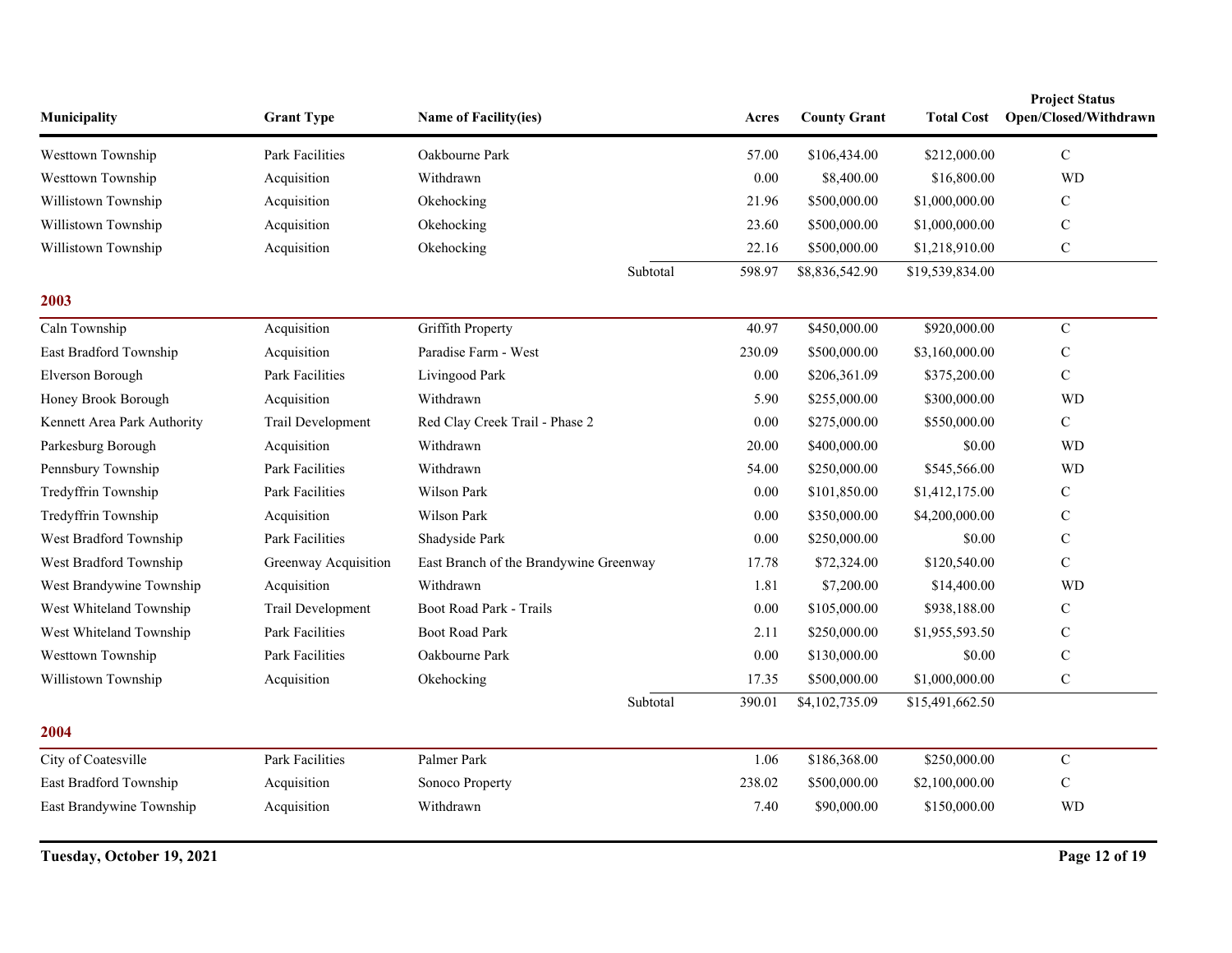| Municipality | Grant Type | Name of Facility(ies) | Acres | County Grant | Total Cost | Project Status Open/Closed/Withdrawn |
|---|---|---|---|---|---|---|
| Westtown Township | Park Facilities | Oakbourne Park | 57.00 | $106,434.00 | $212,000.00 | C |
| Westtown Township | Acquisition | Withdrawn | 0.00 | $8,400.00 | $16,800.00 | WD |
| Willistown Township | Acquisition | Okehocking | 21.96 | $500,000.00 | $1,000,000.00 | C |
| Willistown Township | Acquisition | Okehocking | 23.60 | $500,000.00 | $1,000,000.00 | C |
| Willistown Township | Acquisition | Okehocking | 22.16 | $500,000.00 | $1,218,910.00 | C |
| | | Subtotal | 598.97 | $8,836,542.90 | $19,539,834.00 | |

## 2003

| Municipality | Grant Type | Name of Facility(ies) | Acres | County Grant | Total Cost | Project Status Open/Closed/Withdrawn |
|---|---|---|---|---|---|---|
| Caln Township | Acquisition | Griffith Property | 40.97 | $450,000.00 | $920,000.00 | C |
| East Bradford Township | Acquisition | Paradise Farm - West | 230.09 | $500,000.00 | $3,160,000.00 | C |
| Elverson Borough | Park Facilities | Livingood Park | 0.00 | $206,361.09 | $375,200.00 | C |
| Honey Brook Borough | Acquisition | Withdrawn | 5.90 | $255,000.00 | $300,000.00 | WD |
| Kennett Area Park Authority | Trail Development | Red Clay Creek Trail - Phase 2 | 0.00 | $275,000.00 | $550,000.00 | C |
| Parkesburg Borough | Acquisition | Withdrawn | 20.00 | $400,000.00 | $0.00 | WD |
| Pennsbury Township | Park Facilities | Withdrawn | 54.00 | $250,000.00 | $545,566.00 | WD |
| Tredyffrin Township | Park Facilities | Wilson Park | 0.00 | $101,850.00 | $1,412,175.00 | C |
| Tredyffrin Township | Acquisition | Wilson Park | 0.00 | $350,000.00 | $4,200,000.00 | C |
| West Bradford Township | Park Facilities | Shadyside Park | 0.00 | $250,000.00 | $0.00 | C |
| West Bradford Township | Greenway Acquisition | East Branch of the Brandywine Greenway | 17.78 | $72,324.00 | $120,540.00 | C |
| West Brandywine Township | Acquisition | Withdrawn | 1.81 | $7,200.00 | $14,400.00 | WD |
| West Whiteland Township | Trail Development | Boot Road Park - Trails | 0.00 | $105,000.00 | $938,188.00 | C |
| West Whiteland Township | Park Facilities | Boot Road Park | 2.11 | $250,000.00 | $1,955,593.50 | C |
| Westtown Township | Park Facilities | Oakbourne Park | 0.00 | $130,000.00 | $0.00 | C |
| Willistown Township | Acquisition | Okehocking | 17.35 | $500,000.00 | $1,000,000.00 | C |
| | | Subtotal | 390.01 | $4,102,735.09 | $15,491,662.50 | |

## 2004

| Municipality | Grant Type | Name of Facility(ies) | Acres | County Grant | Total Cost | Project Status Open/Closed/Withdrawn |
|---|---|---|---|---|---|---|
| City of Coatesville | Park Facilities | Palmer Park | 1.06 | $186,368.00 | $250,000.00 | C |
| East Bradford Township | Acquisition | Sonoco Property | 238.02 | $500,000.00 | $2,100,000.00 | C |
| East Brandywine Township | Acquisition | Withdrawn | 7.40 | $90,000.00 | $150,000.00 | WD |

**Tuesday, October 19, 2021**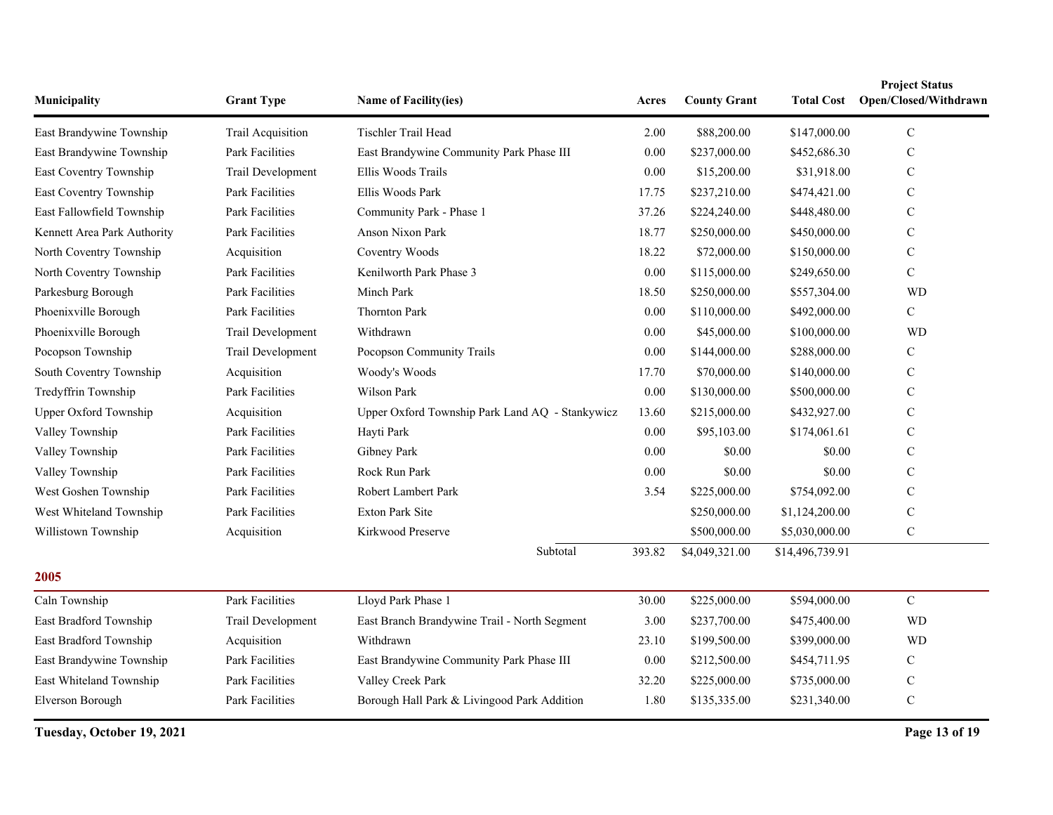| Municipality | Grant Type | Name of Facility(ies) | Acres | County Grant | Total Cost | Project Status Open/Closed/Withdrawn |
|---|---|---|---|---|---|---|
| East Brandywine Township | Trail Acquisition | Tischler Trail Head | 2.00 | $88,200.00 | $147,000.00 | C |
| East Brandywine Township | Park Facilities | East Brandywine Community Park Phase III | 0.00 | $237,000.00 | $452,686.30 | C |
| East Coventry Township | Trail Development | Ellis Woods Trails | 0.00 | $15,200.00 | $31,918.00 | C |
| East Coventry Township | Park Facilities | Ellis Woods Park | 17.75 | $237,210.00 | $474,421.00 | C |
| East Fallowfield Township | Park Facilities | Community Park - Phase 1 | 37.26 | $224,240.00 | $448,480.00 | C |
| Kennett Area Park Authority | Park Facilities | Anson Nixon Park | 18.77 | $250,000.00 | $450,000.00 | C |
| North Coventry Township | Acquisition | Coventry Woods | 18.22 | $72,000.00 | $150,000.00 | C |
| North Coventry Township | Park Facilities | Kenilworth Park Phase 3 | 0.00 | $115,000.00 | $249,650.00 | C |
| Parkesburg Borough | Park Facilities | Minch Park | 18.50 | $250,000.00 | $557,304.00 | WD |
| Phoenixville Borough | Park Facilities | Thornton Park | 0.00 | $110,000.00 | $492,000.00 | C |
| Phoenixville Borough | Trail Development | Withdrawn | 0.00 | $45,000.00 | $100,000.00 | WD |
| Pocopson Township | Trail Development | Pocopson Community Trails | 0.00 | $144,000.00 | $288,000.00 | C |
| South Coventry Township | Acquisition | Woody's Woods | 17.70 | $70,000.00 | $140,000.00 | C |
| Tredyffrin Township | Park Facilities | Wilson Park | 0.00 | $130,000.00 | $500,000.00 | C |
| Upper Oxford Township | Acquisition | Upper Oxford Township Park Land AQ - Stankywicz | 13.60 | $215,000.00 | $432,927.00 | C |
| Valley Township | Park Facilities | Hayti Park | 0.00 | $95,103.00 | $174,061.61 | C |
| Valley Township | Park Facilities | Gibney Park | 0.00 | $0.00 | $0.00 | C |
| Valley Township | Park Facilities | Rock Run Park | 0.00 | $0.00 | $0.00 | C |
| West Goshen Township | Park Facilities | Robert Lambert Park | 3.54 | $225,000.00 | $754,092.00 | C |
| West Whiteland Township | Park Facilities | Exton Park Site | | $250,000.00 | $1,124,200.00 | C |
| Willistown Township | Acquisition | Kirkwood Preserve | | $500,000.00 | $5,030,000.00 | C |
| | | Subtotal | 393.82 | $4,049,321.00 | $14,496,739.91 | |

## 2005

| Municipality | Grant Type | Name of Facility(ies) | Acres | County Grant | Total Cost | Project Status Open/Closed/Withdrawn |
|---|---|---|---|---|---|---|
| Caln Township | Park Facilities | Lloyd Park Phase 1 | 30.00 | $225,000.00 | $594,000.00 | C |
| East Bradford Township | Trail Development | East Branch Brandywine Trail - North Segment | 3.00 | $237,700.00 | $475,400.00 | WD |
| East Bradford Township | Acquisition | Withdrawn | 23.10 | $199,500.00 | $399,000.00 | WD |
| East Brandywine Township | Park Facilities | East Brandywine Community Park Phase III | 0.00 | $212,500.00 | $454,711.95 | C |
| East Whiteland Township | Park Facilities | Valley Creek Park | 32.20 | $225,000.00 | $735,000.00 | C |
| Elverson Borough | Park Facilities | Borough Hall Park & Livingood Park Addition | 1.80 | $135,335.00 | $231,340.00 | C |

**Tuesday, October 19, 2021**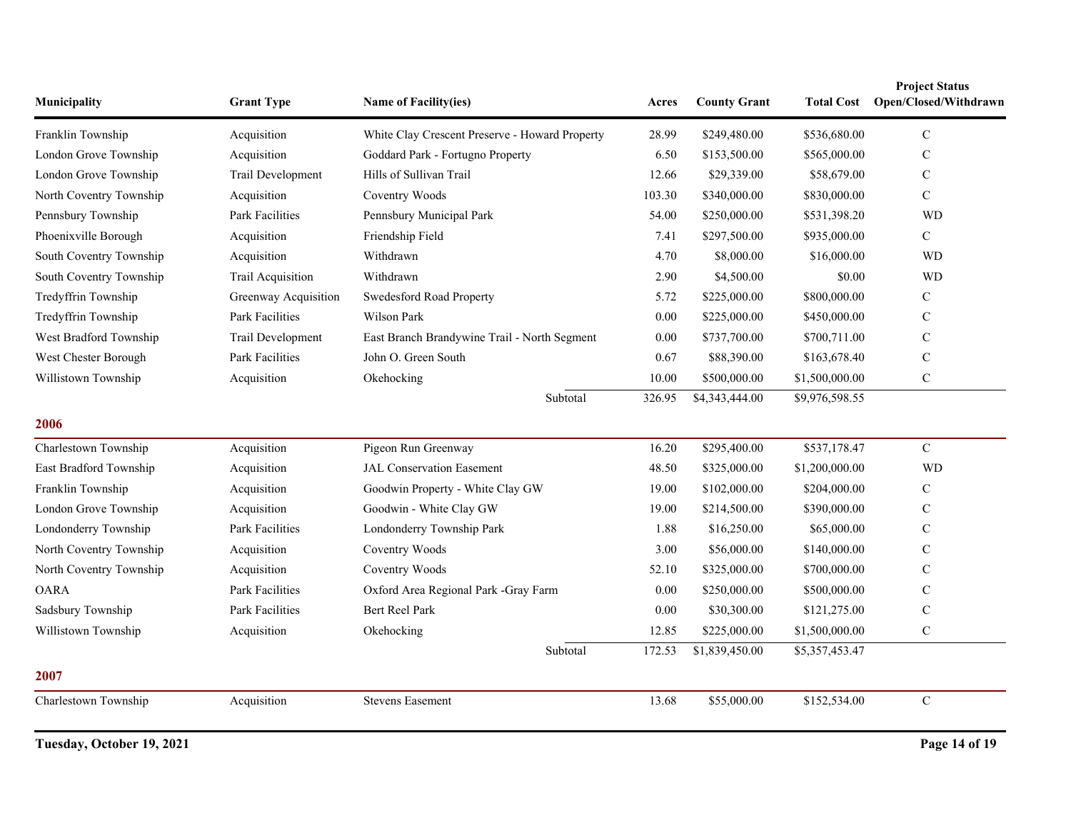| Municipality | Grant Type | Name of Facility(ies) | Acres | County Grant | Total Cost | Project Status Open/Closed/Withdrawn |
|---|---|---|---|---|---|---|
| Franklin Township | Acquisition | White Clay Crescent Preserve - Howard Property | 28.99 | $249,480.00 | $536,680.00 | C |
| London Grove Township | Acquisition | Goddard Park - Fortugno Property | 6.50 | $153,500.00 | $565,000.00 | C |
| London Grove Township | Trail Development | Hills of Sullivan Trail | 12.66 | $29,339.00 | $58,679.00 | C |
| North Coventry Township | Acquisition | Coventry Woods | 103.30 | $340,000.00 | $830,000.00 | C |
| Pennsbury Township | Park Facilities | Pennsbury Municipal Park | 54.00 | $250,000.00 | $531,398.20 | WD |
| Phoenixville Borough | Acquisition | Friendship Field | 7.41 | $297,500.00 | $935,000.00 | C |
| South Coventry Township | Acquisition | Withdrawn | 4.70 | $8,000.00 | $16,000.00 | WD |
| South Coventry Township | Trail Acquisition | Withdrawn | 2.90 | $4,500.00 | $0.00 | WD |
| Tredyffrin Township | Greenway Acquisition | Swedesford Road Property | 5.72 | $225,000.00 | $800,000.00 | C |
| Tredyffrin Township | Park Facilities | Wilson Park | 0.00 | $225,000.00 | $450,000.00 | C |
| West Bradford Township | Trail Development | East Branch Brandywine Trail - North Segment | 0.00 | $737,700.00 | $700,711.00 | C |
| West Chester Borough | Park Facilities | John O. Green South | 0.67 | $88,390.00 | $163,678.40 | C |
| Willistown Township | Acquisition | Okehocking | 10.00 | $500,000.00 | $1,500,000.00 | C |
| | | Subtotal | 326.95 | $4,343,444.00 | $9,976,598.55 | |

## 2006

| Municipality | Grant Type | Name of Facility(ies) | Acres | County Grant | Total Cost | Project Status Open/Closed/Withdrawn |
|---|---|---|---|---|---|---|
| Charlestown Township | Acquisition | Pigeon Run Greenway | 16.20 | $295,400.00 | $537,178.47 | C |
| East Bradford Township | Acquisition | JAL Conservation Easement | 48.50 | $325,000.00 | $1,200,000.00 | WD |
| Franklin Township | Acquisition | Goodwin Property - White Clay GW | 19.00 | $102,000.00 | $204,000.00 | C |
| London Grove Township | Acquisition | Goodwin - White Clay GW | 19.00 | $214,500.00 | $390,000.00 | C |
| Londonderry Township | Park Facilities | Londonderry Township Park | 1.88 | $16,250.00 | $65,000.00 | C |
| North Coventry Township | Acquisition | Coventry Woods | 3.00 | $56,000.00 | $140,000.00 | C |
| North Coventry Township | Acquisition | Coventry Woods | 52.10 | $325,000.00 | $700,000.00 | C |
| OARA | Park Facilities | Oxford Area Regional Park -Gray Farm | 0.00 | $250,000.00 | $500,000.00 | C |
| Sadsbury Township | Park Facilities | Bert Reel Park | 0.00 | $30,300.00 | $121,275.00 | C |
| Willistown Township | Acquisition | Okehocking | 12.85 | $225,000.00 | $1,500,000.00 | C |
| | | Subtotal | 172.53 | $1,839,450.00 | $5,357,453.47 | |

## 2007

| Municipality | Grant Type | Name of Facility(ies) | Acres | County Grant | Total Cost | Project Status Open/Closed/Withdrawn |
|---|---|---|---|---|---|---|
| Charlestown Township | Acquisition | Stevens Easement | 13.68 | $55,000.00 | $152,534.00 | C |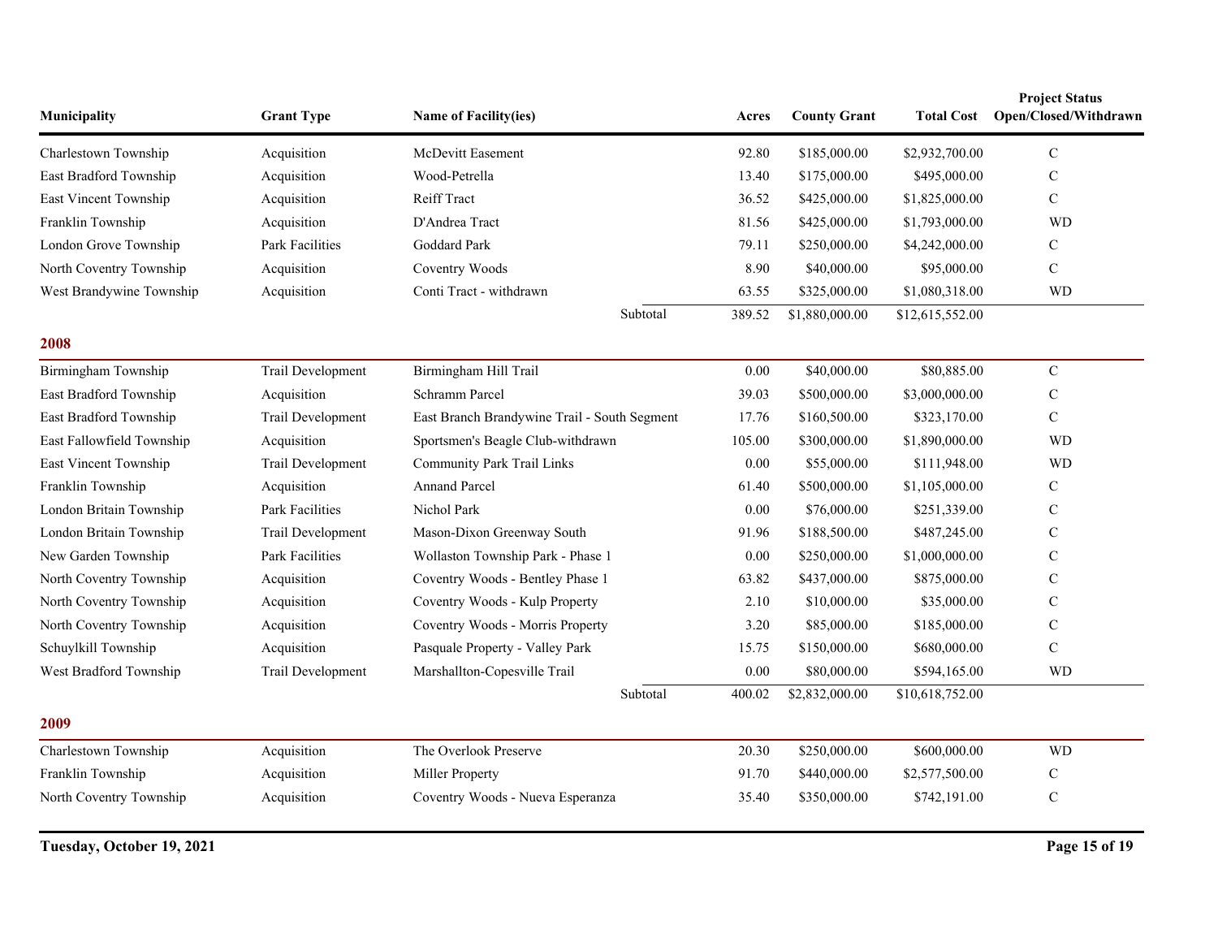| Municipality | Grant Type | Name of Facility(ies) | Acres | County Grant | Total Cost | Project Status Open/Closed/Withdrawn |
|---|---|---|---|---|---|---|
| Charlestown Township | Acquisition | McDevitt Easement | 92.80 | $185,000.00 | $2,932,700.00 | C |
| East Bradford Township | Acquisition | Wood-Petrella | 13.40 | $175,000.00 | $495,000.00 | C |
| East Vincent Township | Acquisition | Reiff Tract | 36.52 | $425,000.00 | $1,825,000.00 | C |
| Franklin Township | Acquisition | D'Andrea Tract | 81.56 | $425,000.00 | $1,793,000.00 | WD |
| London Grove Township | Park Facilities | Goddard Park | 79.11 | $250,000.00 | $4,242,000.00 | C |
| North Coventry Township | Acquisition | Coventry Woods | 8.90 | $40,000.00 | $95,000.00 | C |
| West Brandywine Township | Acquisition | Conti Tract - withdrawn | 63.55 | $325,000.00 | $1,080,318.00 | WD |
| | | Subtotal | 389.52 | $1,880,000.00 | $12,615,552.00 | |

## 2008

| Municipality | Grant Type | Name of Facility(ies) | Acres | County Grant | Total Cost | Project Status Open/Closed/Withdrawn |
|---|---|---|---|---|---|---|
| Birmingham Township | Trail Development | Birmingham Hill Trail | 0.00 | $40,000.00 | $80,885.00 | C |
| East Bradford Township | Acquisition | Schramm Parcel | 39.03 | $500,000.00 | $3,000,000.00 | C |
| East Bradford Township | Trail Development | East Branch Brandywine Trail - South Segment | 17.76 | $160,500.00 | $323,170.00 | C |
| East Fallowfield Township | Acquisition | Sportsmen's Beagle Club-withdrawn | 105.00 | $300,000.00 | $1,890,000.00 | WD |
| East Vincent Township | Trail Development | Community Park Trail Links | 0.00 | $55,000.00 | $111,948.00 | WD |
| Franklin Township | Acquisition | Annand Parcel | 61.40 | $500,000.00 | $1,105,000.00 | C |
| London Britain Township | Park Facilities | Nichol Park | 0.00 | $76,000.00 | $251,339.00 | C |
| London Britain Township | Trail Development | Mason-Dixon Greenway South | 91.96 | $188,500.00 | $487,245.00 | C |
| New Garden Township | Park Facilities | Wollaston Township Park - Phase 1 | 0.00 | $250,000.00 | $1,000,000.00 | C |
| North Coventry Township | Acquisition | Coventry Woods - Bentley Phase 1 | 63.82 | $437,000.00 | $875,000.00 | C |
| North Coventry Township | Acquisition | Coventry Woods - Kulp Property | 2.10 | $10,000.00 | $35,000.00 | C |
| North Coventry Township | Acquisition | Coventry Woods - Morris Property | 3.20 | $85,000.00 | $185,000.00 | C |
| Schuylkill Township | Acquisition | Pasquale Property - Valley Park | 15.75 | $150,000.00 | $680,000.00 | C |
| West Bradford Township | Trail Development | Marshallton-Copesville Trail | 0.00 | $80,000.00 | $594,165.00 | WD |
| | | Subtotal | 400.02 | $2,832,000.00 | $10,618,752.00 | |

## 2009

| Municipality | Grant Type | Name of Facility(ies) | Acres | County Grant | Total Cost | Project Status Open/Closed/Withdrawn |
|---|---|---|---|---|---|---|
| Charlestown Township | Acquisition | The Overlook Preserve | 20.30 | $250,000.00 | $600,000.00 | WD |
| Franklin Township | Acquisition | Miller Property | 91.70 | $440,000.00 | $2,577,500.00 | C |
| North Coventry Township | Acquisition | Coventry Woods - Nueva Esperanza | 35.40 | $350,000.00 | $742,191.00 | C |

Tuesday, October 19, 2021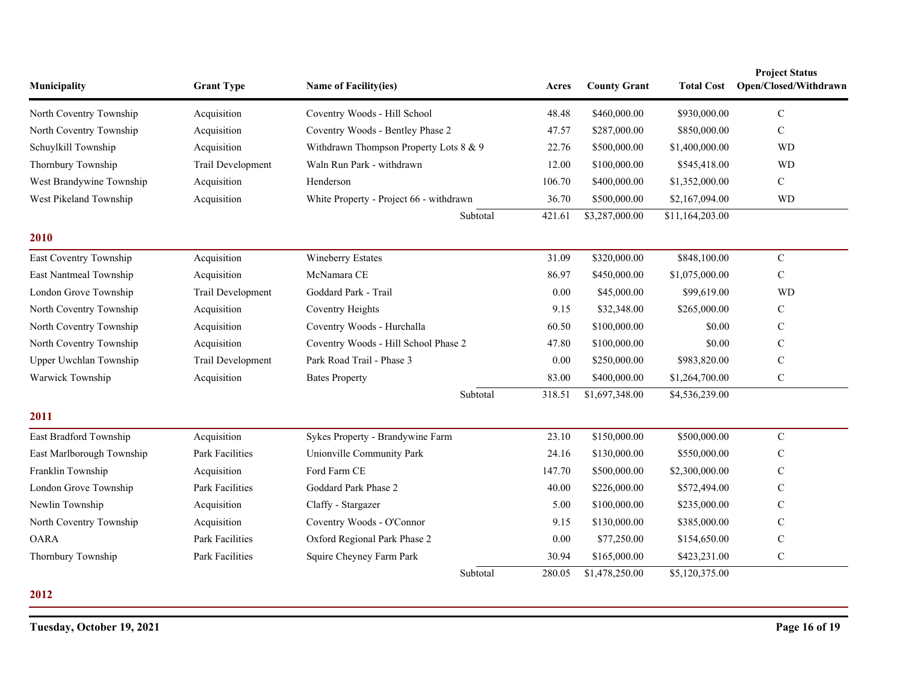| Municipality | Grant Type | Name of Facility(ies) | Acres | County Grant | Total Cost | Project Status Open/Closed/Withdrawn |
|---|---|---|---|---|---|---|
| North Coventry Township | Acquisition | Coventry Woods - Hill School | 48.48 | $460,000.00 | $930,000.00 | C |
| North Coventry Township | Acquisition | Coventry Woods - Bentley Phase 2 | 47.57 | $287,000.00 | $850,000.00 | C |
| Schuylkill Township | Acquisition | Withdrawn Thompson Property Lots 8 & 9 | 22.76 | $500,000.00 | $1,400,000.00 | WD |
| Thornbury Township | Trail Development | Waln Run Park - withdrawn | 12.00 | $100,000.00 | $545,418.00 | WD |
| West Brandywine Township | Acquisition | Henderson | 106.70 | $400,000.00 | $1,352,000.00 | C |
| West Pikeland Township | Acquisition | White Property - Project 66 - withdrawn | 36.70 | $500,000.00 | $2,167,094.00 | WD |
| | | Subtotal | 421.61 | $3,287,000.00 | $11,164,203.00 | |

## 2010

| Municipality | Grant Type | Name of Facility(ies) | Acres | County Grant | Total Cost | Project Status Open/Closed/Withdrawn |
|---|---|---|---|---|---|---|
| East Coventry Township | Acquisition | Wineberry Estates | 31.09 | $320,000.00 | $848,100.00 | C |
| East Nantmeal Township | Acquisition | McNamara CE | 86.97 | $450,000.00 | $1,075,000.00 | C |
| London Grove Township | Trail Development | Goddard Park - Trail | 0.00 | $45,000.00 | $99,619.00 | WD |
| North Coventry Township | Acquisition | Coventry Heights | 9.15 | $32,348.00 | $265,000.00 | C |
| North Coventry Township | Acquisition | Coventry Woods - Hurchalla | 60.50 | $100,000.00 | $0.00 | C |
| North Coventry Township | Acquisition | Coventry Woods - Hill School Phase 2 | 47.80 | $100,000.00 | $0.00 | C |
| Upper Uwchlan Township | Trail Development | Park Road Trail - Phase 3 | 0.00 | $250,000.00 | $983,820.00 | C |
| Warwick Township | Acquisition | Bates Property | 83.00 | $400,000.00 | $1,264,700.00 | C |
| | | Subtotal | 318.51 | $1,697,348.00 | $4,536,239.00 | |

## 2011

| Municipality | Grant Type | Name of Facility(ies) | Acres | County Grant | Total Cost | Project Status Open/Closed/Withdrawn |
|---|---|---|---|---|---|---|
| East Bradford Township | Acquisition | Sykes Property - Brandywine Farm | 23.10 | $150,000.00 | $500,000.00 | C |
| East Marlborough Township | Park Facilities | Unionville Community Park | 24.16 | $130,000.00 | $550,000.00 | C |
| Franklin Township | Acquisition | Ford Farm CE | 147.70 | $500,000.00 | $2,300,000.00 | C |
| London Grove Township | Park Facilities | Goddard Park Phase 2 | 40.00 | $226,000.00 | $572,494.00 | C |
| Newlin Township | Acquisition | Claffy - Stargazer | 5.00 | $100,000.00 | $235,000.00 | C |
| North Coventry Township | Acquisition | Coventry Woods - O'Connor | 9.15 | $130,000.00 | $385,000.00 | C |
| OARA | Park Facilities | Oxford Regional Park Phase 2 | 0.00 | $77,250.00 | $154,650.00 | C |
| Thornbury Township | Park Facilities | Squire Cheyney Farm Park | 30.94 | $165,000.00 | $423,231.00 | C |
| | | Subtotal | 280.05 | $1,478,250.00 | $5,120,375.00 | |

## 2012

Tuesday, October 19, 2021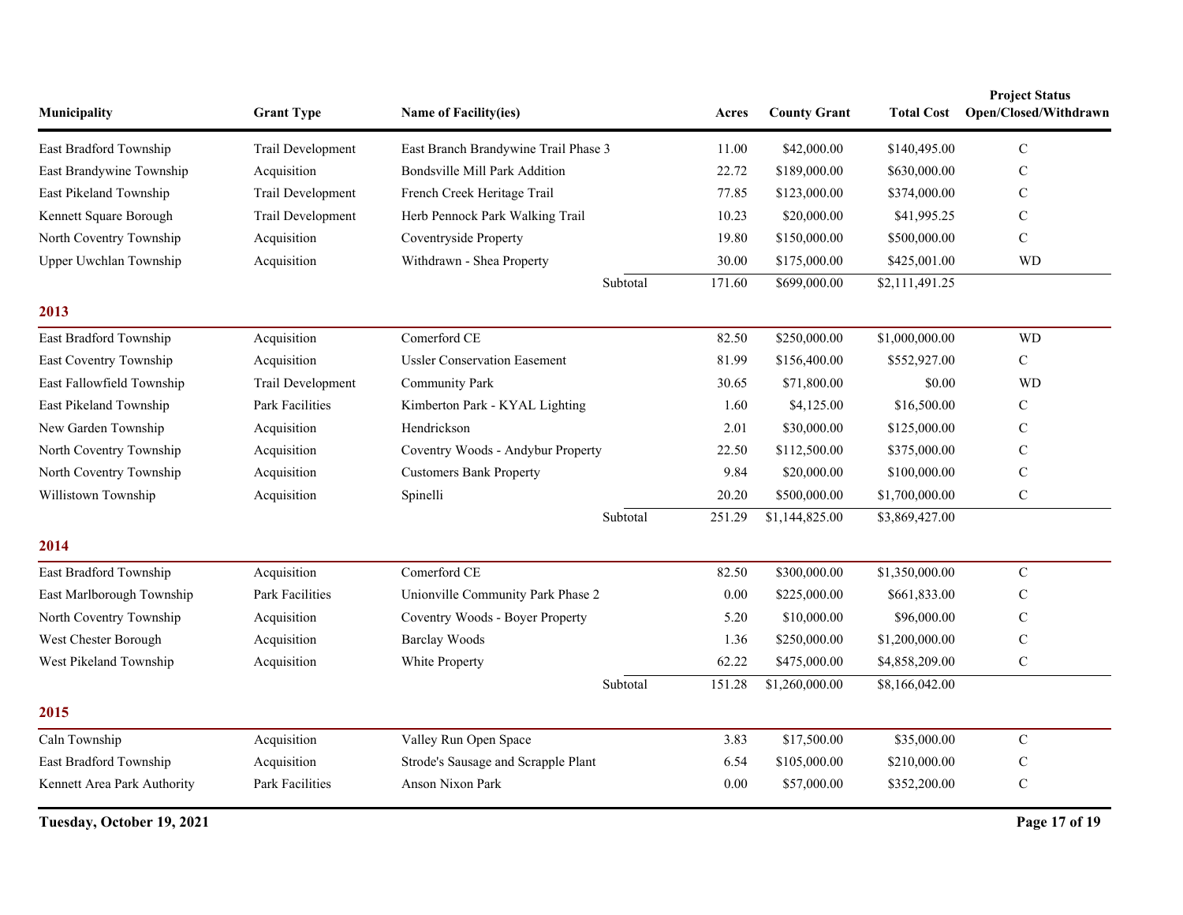| Municipality | Grant Type | Name of Facility(ies) | Acres | County Grant | Total Cost | Project Status Open/Closed/Withdrawn |
|---|---|---|---|---|---|---|
| East Bradford Township | Trail Development | East Branch Brandywine Trail Phase 3 | 11.00 | $42,000.00 | $140,495.00 | C |
| East Brandywine Township | Acquisition | Bondsville Mill Park Addition | 22.72 | $189,000.00 | $630,000.00 | C |
| East Pikeland Township | Trail Development | French Creek Heritage Trail | 77.85 | $123,000.00 | $374,000.00 | C |
| Kennett Square Borough | Trail Development | Herb Pennock Park Walking Trail | 10.23 | $20,000.00 | $41,995.25 | C |
| North Coventry Township | Acquisition | Coventryside Property | 19.80 | $150,000.00 | $500,000.00 | C |
| Upper Uwchlan Township | Acquisition | Withdrawn - Shea Property | 30.00 | $175,000.00 | $425,001.00 | WD |
| | | Subtotal | 171.60 | $699,000.00 | $2,111,491.25 | |

## 2013

| Municipality | Grant Type | Name of Facility(ies) | Acres | County Grant | Total Cost | Project Status Open/Closed/Withdrawn |
|---|---|---|---|---|---|---|
| East Bradford Township | Acquisition | Comerford CE | 82.50 | $250,000.00 | $1,000,000.00 | WD |
| East Coventry Township | Acquisition | Ussler Conservation Easement | 81.99 | $156,400.00 | $552,927.00 | C |
| East Fallowfield Township | Trail Development | Community Park | 30.65 | $71,800.00 | $0.00 | WD |
| East Pikeland Township | Park Facilities | Kimberton Park - KYAL Lighting | 1.60 | $4,125.00 | $16,500.00 | C |
| New Garden Township | Acquisition | Hendrickson | 2.01 | $30,000.00 | $125,000.00 | C |
| North Coventry Township | Acquisition | Coventry Woods - Andybur Property | 22.50 | $112,500.00 | $375,000.00 | C |
| North Coventry Township | Acquisition | Customers Bank Property | 9.84 | $20,000.00 | $100,000.00 | C |
| Willistown Township | Acquisition | Spinelli | 20.20 | $500,000.00 | $1,700,000.00 | C |
| | | Subtotal | 251.29 | $1,144,825.00 | $3,869,427.00 | |

## 2014

| Municipality | Grant Type | Name of Facility(ies) | Acres | County Grant | Total Cost | Project Status Open/Closed/Withdrawn |
|---|---|---|---|---|---|---|
| East Bradford Township | Acquisition | Comerford CE | 82.50 | $300,000.00 | $1,350,000.00 | C |
| East Marlborough Township | Park Facilities | Unionville Community Park Phase 2 | 0.00 | $225,000.00 | $661,833.00 | C |
| North Coventry Township | Acquisition | Coventry Woods - Boyer Property | 5.20 | $10,000.00 | $96,000.00 | C |
| West Chester Borough | Acquisition | Barclay Woods | 1.36 | $250,000.00 | $1,200,000.00 | C |
| West Pikeland Township | Acquisition | White Property | 62.22 | $475,000.00 | $4,858,209.00 | C |
| | | Subtotal | 151.28 | $1,260,000.00 | $8,166,042.00 | |

## 2015

| Municipality | Grant Type | Name of Facility(ies) | Acres | County Grant | Total Cost | Project Status Open/Closed/Withdrawn |
|---|---|---|---|---|---|---|
| Caln Township | Acquisition | Valley Run Open Space | 3.83 | $17,500.00 | $35,000.00 | C |
| East Bradford Township | Acquisition | Strode's Sausage and Scrapple Plant | 6.54 | $105,000.00 | $210,000.00 | C |
| Kennett Area Park Authority | Park Facilities | Anson Nixon Park | 0.00 | $57,000.00 | $352,200.00 | C |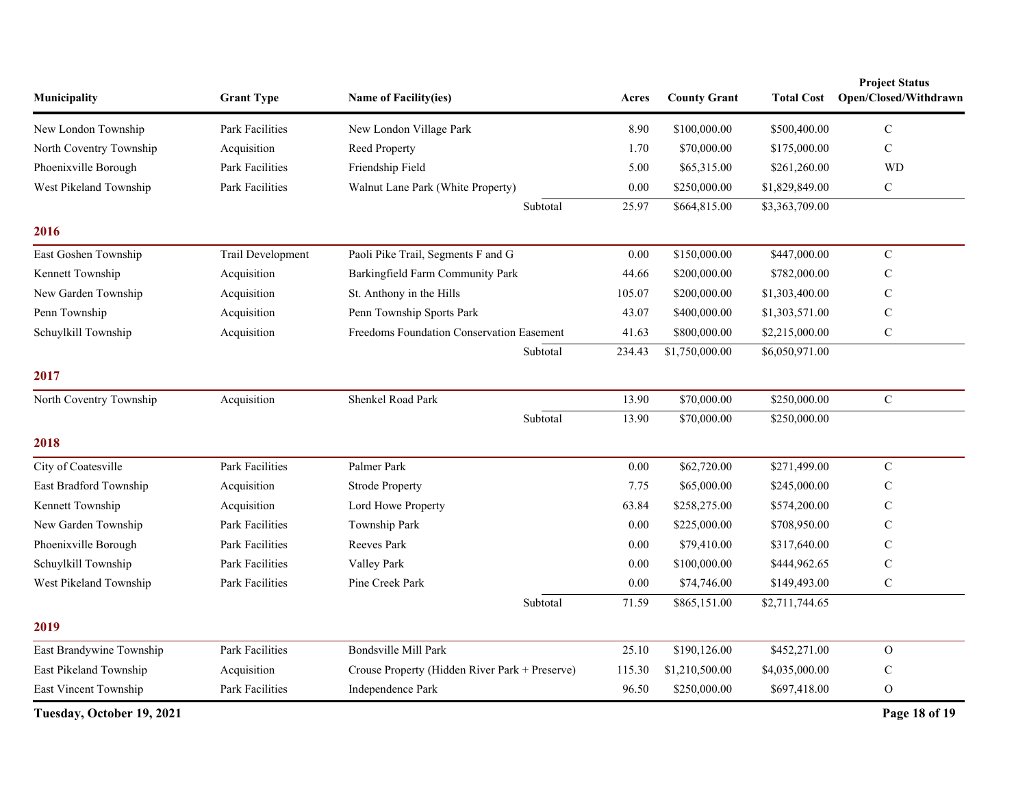| Municipality | Grant Type | Name of Facility(ies) | Acres | County Grant | Total Cost | Project Status Open/Closed/Withdrawn |
|---|---|---|---|---|---|---|
| New London Township | Park Facilities | New London Village Park | 8.90 | $100,000.00 | $500,400.00 | C |
| North Coventry Township | Acquisition | Reed Property | 1.70 | $70,000.00 | $175,000.00 | C |
| Phoenixville Borough | Park Facilities | Friendship Field | 5.00 | $65,315.00 | $261,260.00 | WD |
| West Pikeland Township | Park Facilities | Walnut Lane Park (White Property) | 0.00 | $250,000.00 | $1,829,849.00 | C |
| | | Subtotal | 25.97 | $664,815.00 | $3,363,709.00 | |

## 2016

| Municipality | Grant Type | Name of Facility(ies) | Acres | County Grant | Total Cost | Project Status Open/Closed/Withdrawn |
|---|---|---|---|---|---|---|
| East Goshen Township | Trail Development | Paoli Pike Trail, Segments F and G | 0.00 | $150,000.00 | $447,000.00 | C |
| Kennett Township | Acquisition | Barkingfield Farm Community Park | 44.66 | $200,000.00 | $782,000.00 | C |
| New Garden Township | Acquisition | St. Anthony in the Hills | 105.07 | $200,000.00 | $1,303,400.00 | C |
| Penn Township | Acquisition | Penn Township Sports Park | 43.07 | $400,000.00 | $1,303,571.00 | C |
| Schuylkill Township | Acquisition | Freedoms Foundation Conservation Easement | 41.63 | $800,000.00 | $2,215,000.00 | C |
| | | Subtotal | 234.43 | $1,750,000.00 | $6,050,971.00 | |

## 2017

| Municipality | Grant Type | Name of Facility(ies) | Acres | County Grant | Total Cost | Project Status Open/Closed/Withdrawn |
|---|---|---|---|---|---|---|
| North Coventry Township | Acquisition | Shenkel Road Park | 13.90 | $70,000.00 | $250,000.00 | C |
| | | Subtotal | 13.90 | $70,000.00 | $250,000.00 | |

## 2018

| Municipality | Grant Type | Name of Facility(ies) | Acres | County Grant | Total Cost | Project Status Open/Closed/Withdrawn |
|---|---|---|---|---|---|---|
| City of Coatesville | Park Facilities | Palmer Park | 0.00 | $62,720.00 | $271,499.00 | C |
| East Bradford Township | Acquisition | Strode Property | 7.75 | $65,000.00 | $245,000.00 | C |
| Kennett Township | Acquisition | Lord Howe Property | 63.84 | $258,275.00 | $574,200.00 | C |
| New Garden Township | Park Facilities | Township Park | 0.00 | $225,000.00 | $708,950.00 | C |
| Phoenixville Borough | Park Facilities | Reeves Park | 0.00 | $79,410.00 | $317,640.00 | C |
| Schuylkill Township | Park Facilities | Valley Park | 0.00 | $100,000.00 | $444,962.65 | C |
| West Pikeland Township | Park Facilities | Pine Creek Park | 0.00 | $74,746.00 | $149,493.00 | C |
| | | Subtotal | 71.59 | $865,151.00 | $2,711,744.65 | |

## 2019

| Municipality | Grant Type | Name of Facility(ies) | Acres | County Grant | Total Cost | Project Status Open/Closed/Withdrawn |
|---|---|---|---|---|---|---|
| East Brandywine Township | Park Facilities | Bondsville Mill Park | 25.10 | $190,126.00 | $452,271.00 | O |
| East Pikeland Township | Acquisition | Crouse Property (Hidden River Park + Preserve) | 115.30 | $1,210,500.00 | $4,035,000.00 | C |
| East Vincent Township | Park Facilities | Independence Park | 96.50 | $250,000.00 | $697,418.00 | O |

Tuesday, October 19, 2021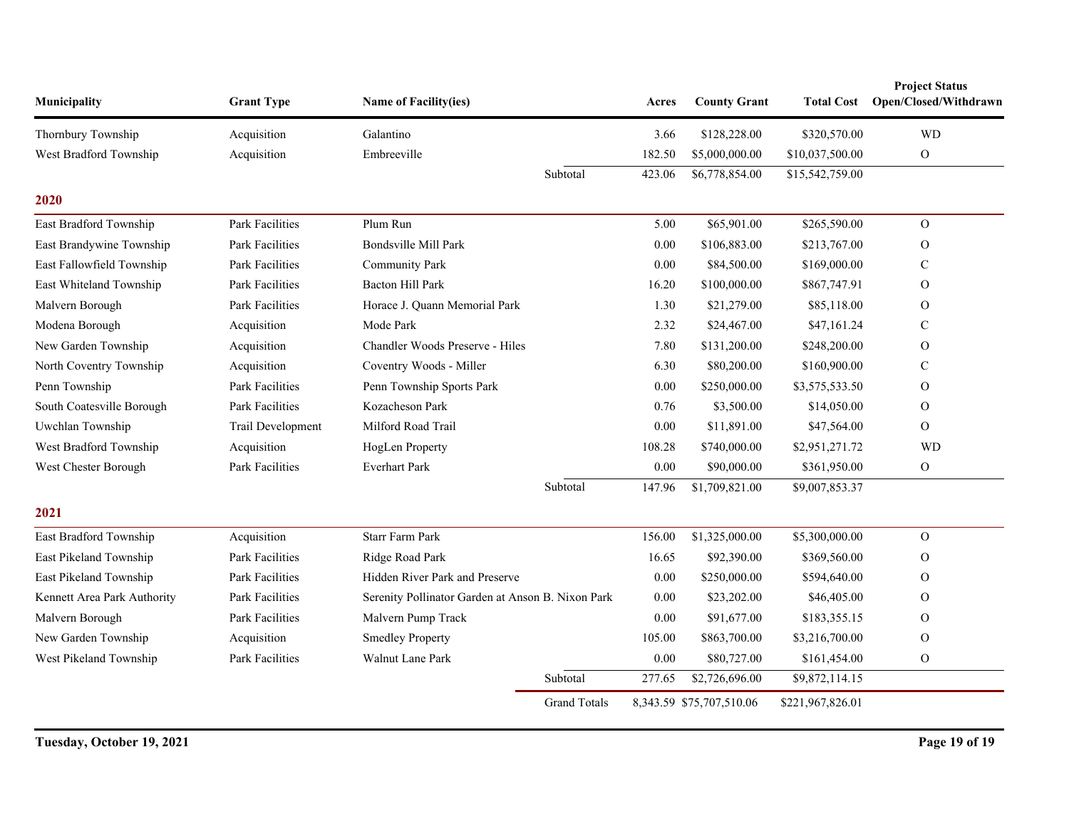| Municipality | Grant Type | Name of Facility(ies) | | Acres | County Grant | Total Cost | Project Status Open/Closed/Withdrawn |
|---|---|---|---|---|---|---|---|
| Thornbury Township | Acquisition | Galantino | | 3.66 | $128,228.00 | $320,570.00 | WD |
| West Bradford Township | Acquisition | Embreeville | | 182.50 | $5,000,000.00 | $10,037,500.00 | O |
| | | | Subtotal | 423.06 | $6,778,854.00 | $15,542,759.00 | |
| **2020** | | | | | | | |
| East Bradford Township | Park Facilities | Plum Run | | 5.00 | $65,901.00 | $265,590.00 | O |
| East Brandywine Township | Park Facilities | Bondsville Mill Park | | 0.00 | $106,883.00 | $213,767.00 | O |
| East Fallowfield Township | Park Facilities | Community Park | | 0.00 | $84,500.00 | $169,000.00 | C |
| East Whiteland Township | Park Facilities | Bacton Hill Park | | 16.20 | $100,000.00 | $867,747.91 | O |
| Malvern Borough | Park Facilities | Horace J. Quann Memorial Park | | 1.30 | $21,279.00 | $85,118.00 | O |
| Modena Borough | Acquisition | Mode Park | | 2.32 | $24,467.00 | $47,161.24 | C |
| New Garden Township | Acquisition | Chandler Woods Preserve - Hiles | | 7.80 | $131,200.00 | $248,200.00 | O |
| North Coventry Township | Acquisition | Coventry Woods - Miller | | 6.30 | $80,200.00 | $160,900.00 | C |
| Penn Township | Park Facilities | Penn Township Sports Park | | 0.00 | $250,000.00 | $3,575,533.50 | O |
| South Coatesville Borough | Park Facilities | Kozacheson Park | | 0.76 | $3,500.00 | $14,050.00 | O |
| Uwchlan Township | Trail Development | Milford Road Trail | | 0.00 | $11,891.00 | $47,564.00 | O |
| West Bradford Township | Acquisition | HogLen Property | | 108.28 | $740,000.00 | $2,951,271.72 | WD |
| West Chester Borough | Park Facilities | Everhart Park | | 0.00 | $90,000.00 | $361,950.00 | O |
| | | | Subtotal | 147.96 | $1,709,821.00 | $9,007,853.37 | |
| **2021** | | | | | | | |
| East Bradford Township | Acquisition | Starr Farm Park | | 156.00 | $1,325,000.00 | $5,300,000.00 | O |
| East Pikeland Township | Park Facilities | Ridge Road Park | | 16.65 | $92,390.00 | $369,560.00 | O |
| East Pikeland Township | Park Facilities | Hidden River Park and Preserve | | 0.00 | $250,000.00 | $594,640.00 | O |
| Kennett Area Park Authority | Park Facilities | Serenity Pollinator Garden at Anson B. Nixon Park | | 0.00 | $23,202.00 | $46,405.00 | O |
| Malvern Borough | Park Facilities | Malvern Pump Track | | 0.00 | $91,677.00 | $183,355.15 | O |
| New Garden Township | Acquisition | Smedley Property | | 105.00 | $863,700.00 | $3,216,700.00 | O |
| West Pikeland Township | Park Facilities | Walnut Lane Park | | 0.00 | $80,727.00 | $161,454.00 | O |
| | | | Subtotal | 277.65 | $2,726,696.00 | $9,872,114.15 | |
| | | | Grand Totals | 8,343.59 | $75,707,510.06 | $221,967,826.01 | |

**Tuesday, October 19, 2021**